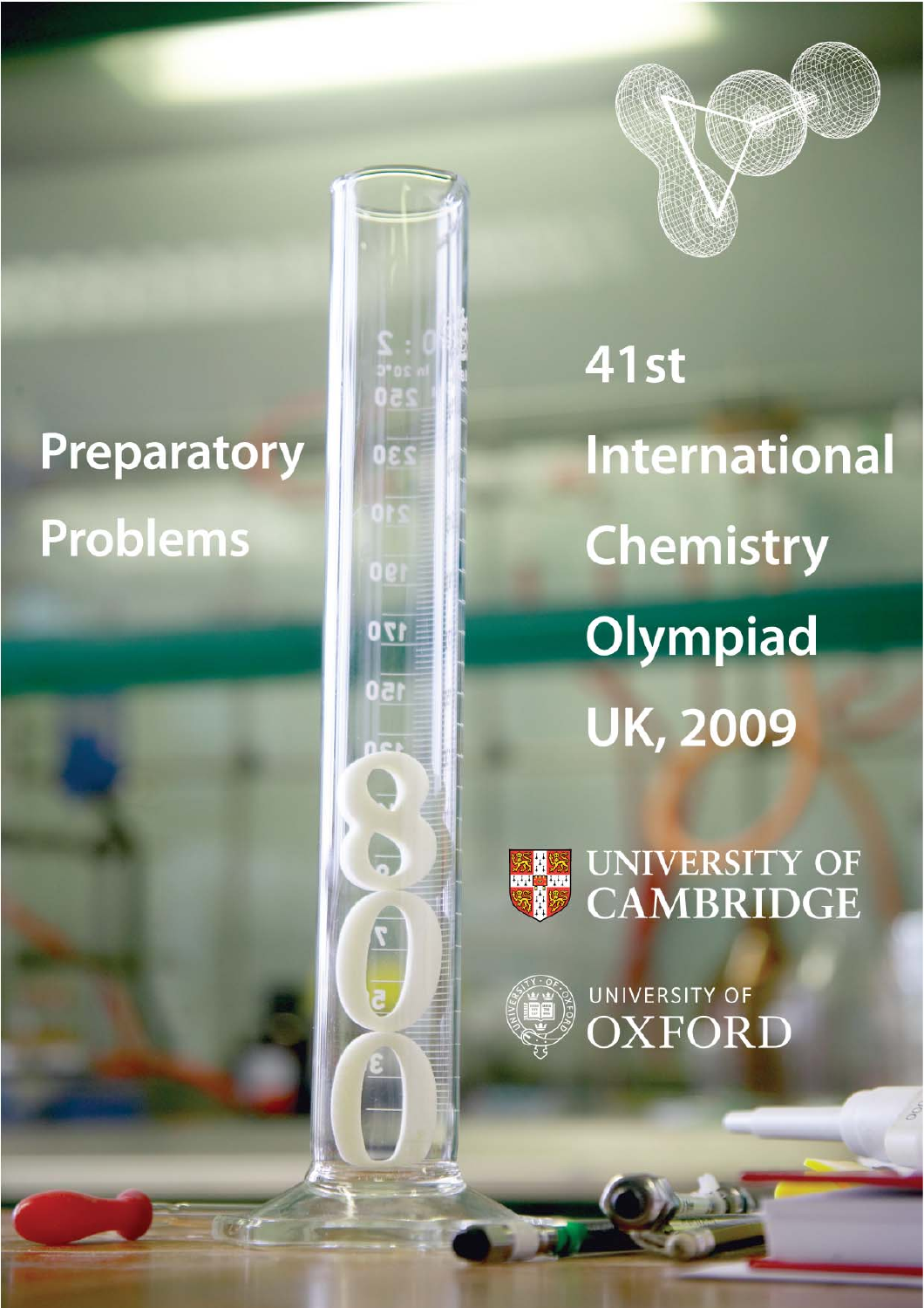# Preparatory Problems

# 41st International Chemistry Olympiad UK, 2009

UNIVERSITY OF CAMBRIDGE

UNIVERSITY OF OXFORD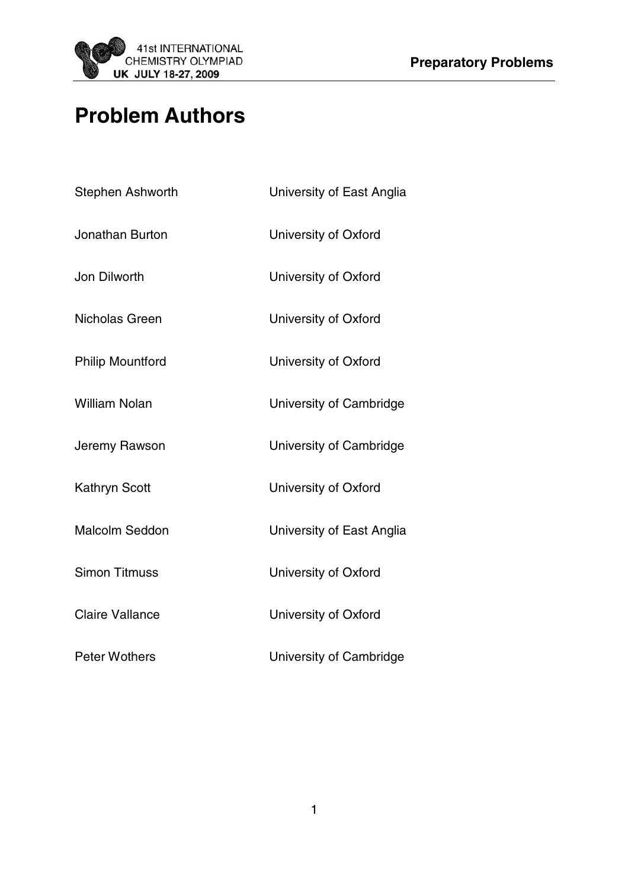# Problem Authors

| | |
|---|---|
| Stephen Ashworth | University of East Anglia |
| Jonathan Burton | University of Oxford |
| Jon Dilworth | University of Oxford |
| Nicholas Green | University of Oxford |
| Philip Mountford | University of Oxford |
| William Nolan | University of Cambridge |
| Jeremy Rawson | University of Cambridge |
| Kathryn Scott | University of Oxford |
| Malcolm Seddon | University of East Anglia |
| Simon Titmuss | University of Oxford |
| Claire Vallance | University of Oxford |
| Peter Wothers | University of Cambridge |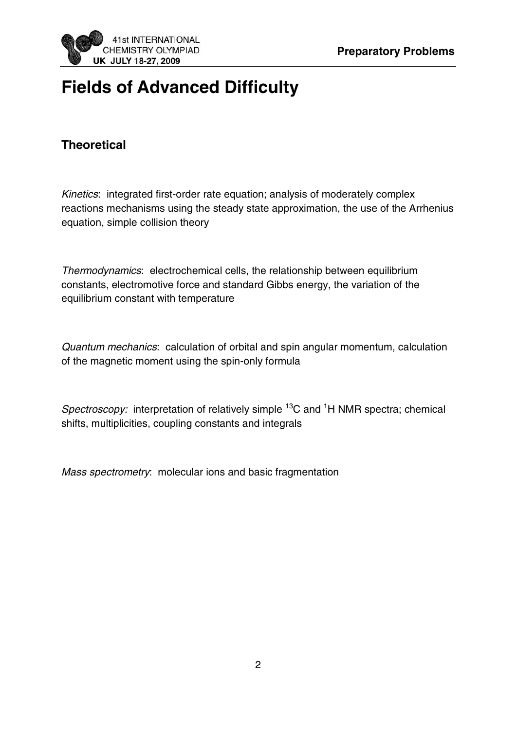# Fields of Advanced Difficulty

## Theoretical

*Kinetics*: integrated first-order rate equation; analysis of moderately complex reactions mechanisms using the steady state approximation, the use of the Arrhenius equation, simple collision theory

*Thermodynamics*: electrochemical cells, the relationship between equilibrium constants, electromotive force and standard Gibbs energy, the variation of the equilibrium constant with temperature

*Quantum mechanics*: calculation of orbital and spin angular momentum, calculation of the magnetic moment using the spin-only formula

*Spectroscopy:* interpretation of relatively simple $^{13}C$ and $^{1}H$ NMR spectra; chemical shifts, multiplicities, coupling constants and integrals

*Mass spectrometry*: molecular ions and basic fragmentation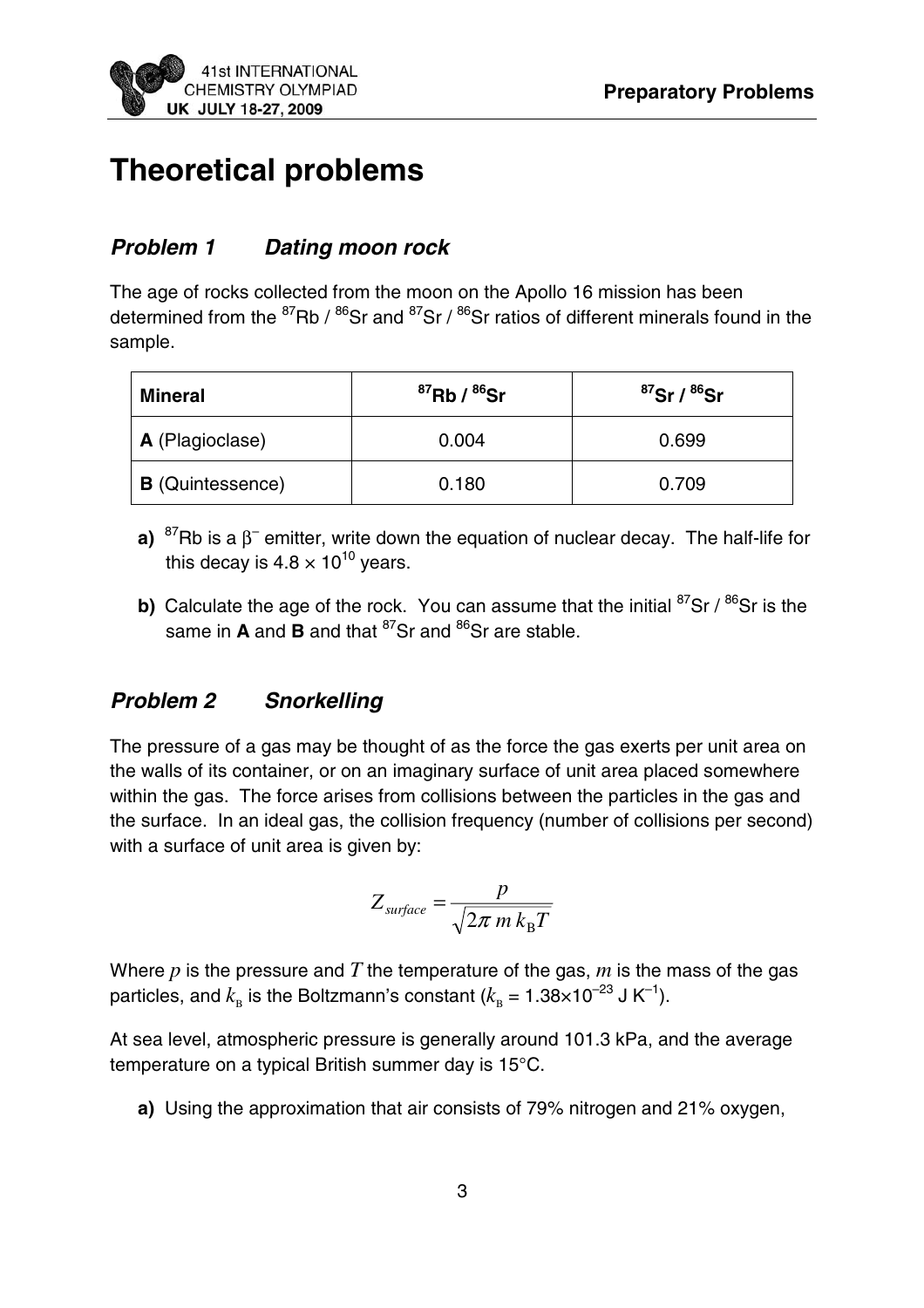# Theoretical problems

## *Problem 1 Dating moon rock*

The age of rocks collected from the moon on the Apollo 16 mission has been determined from the $^{87}Rb$ / $^{86}Sr$ and $^{87}Sr$ / $^{86}Sr$ ratios of different minerals found in the sample.

| **Mineral** | $^{87}$**Rb /** $^{86}$**Sr** | $^{87}$**Sr /** $^{86}$**Sr** |
|---|---|---|
| **A** (Plagioclase) | 0.004 | 0.699 |
| **B** (Quintessence) | 0.180 | 0.709 |

**a)** $^{87}Rb$ is a $\beta^-$ emitter, write down the equation of nuclear decay. The half-life for this decay is $4.8 \times 10^{10}$ years.

**b)** Calculate the age of the rock. You can assume that the initial $^{87}Sr$ / $^{86}Sr$ is the same in **A** and **B** and that $^{87}Sr$ and $^{86}Sr$ are stable.

## *Problem 2 Snorkelling*

The pressure of a gas may be thought of as the force the gas exerts per unit area on the walls of its container, or on an imaginary surface of unit area placed somewhere within the gas. The force arises from collisions between the particles in the gas and the surface. In an ideal gas, the collision frequency (number of collisions per second) with a surface of unit area is given by:

$$Z_{surface} = \frac{p}{\sqrt{2\pi\, m\, k_B T}}$$

Where $p$ is the pressure and $T$ the temperature of the gas, $m$ is the mass of the gas particles, and $k_B$ is the Boltzmann's constant ($k_B$ = $1.38\times10^{-23}$ J K$^{-1}$).

At sea level, atmospheric pressure is generally around 101.3 kPa, and the average temperature on a typical British summer day is 15°C.

**a)** Using the approximation that air consists of 79% nitrogen and 21% oxygen,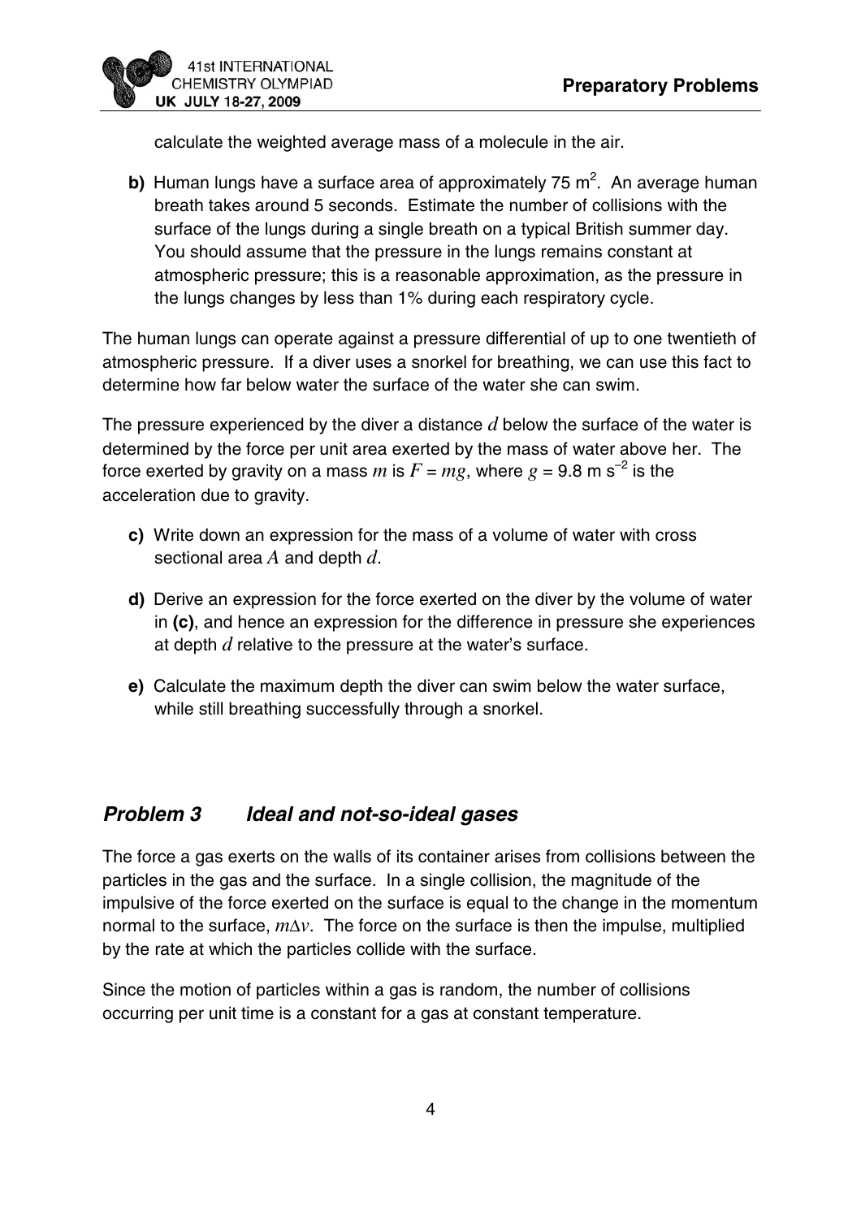calculate the weighted average mass of a molecule in the air.

**b)** Human lungs have a surface area of approximately 75 $m^2$. An average human breath takes around 5 seconds. Estimate the number of collisions with the surface of the lungs during a single breath on a typical British summer day. You should assume that the pressure in the lungs remains constant at atmospheric pressure; this is a reasonable approximation, as the pressure in the lungs changes by less than 1% during each respiratory cycle.

The human lungs can operate against a pressure differential of up to one twentieth of atmospheric pressure. If a diver uses a snorkel for breathing, we can use this fact to determine how far below water the surface of the water she can swim.

The pressure experienced by the diver a distance $d$ below the surface of the water is determined by the force per unit area exerted by the mass of water above her. The force exerted by gravity on a mass $m$ is $F = mg$, where $g$ = 9.8 m $s^{-2}$ is the acceleration due to gravity.

**c)** Write down an expression for the mass of a volume of water with cross sectional area $A$ and depth $d$.

**d)** Derive an expression for the force exerted on the diver by the volume of water in **(c)**, and hence an expression for the difference in pressure she experiences at depth $d$ relative to the pressure at the water's surface.

**e)** Calculate the maximum depth the diver can swim below the water surface, while still breathing successfully through a snorkel.

## *Problem 3 Ideal and not-so-ideal gases*

The force a gas exerts on the walls of its container arises from collisions between the particles in the gas and the surface. In a single collision, the magnitude of the impulsive of the force exerted on the surface is equal to the change in the momentum normal to the surface, $m\Delta v$. The force on the surface is then the impulse, multiplied by the rate at which the particles collide with the surface.

Since the motion of particles within a gas is random, the number of collisions occurring per unit time is a constant for a gas at constant temperature.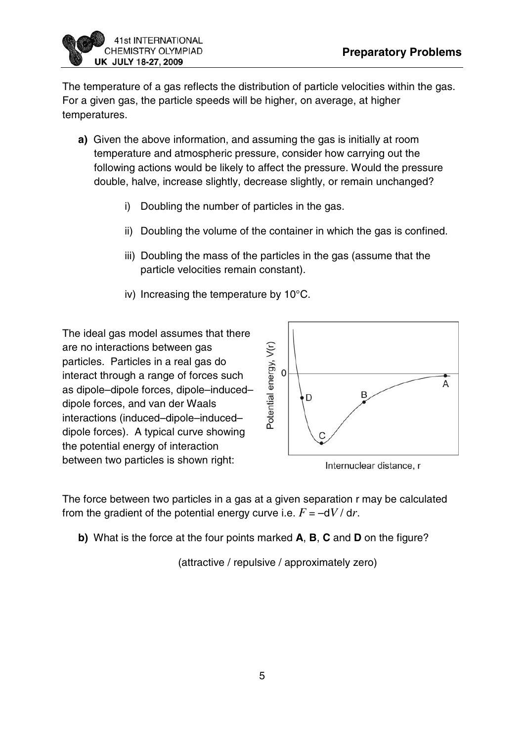The temperature of a gas reflects the distribution of particle velocities within the gas. For a given gas, the particle speeds will be higher, on average, at higher temperatures.

**a)** Given the above information, and assuming the gas is initially at room temperature and atmospheric pressure, consider how carrying out the following actions would be likely to affect the pressure. Would the pressure double, halve, increase slightly, decrease slightly, or remain unchanged?

i) Doubling the number of particles in the gas.

ii) Doubling the volume of the container in which the gas is confined.

iii) Doubling the mass of the particles in the gas (assume that the particle velocities remain constant).

iv) Increasing the temperature by 10°C.

The ideal gas model assumes that there are no interactions between gas particles. Particles in a real gas do interact through a range of forces such as dipole–dipole forces, dipole–induced–dipole forces, and van der Waals interactions (induced–dipole–induced–dipole forces). A typical curve showing the potential energy of interaction between two particles is shown right:

The force between two particles in a gas at a given separation r may be calculated from the gradient of the potential energy curve i.e. $F = -\mathrm{d}V / \mathrm{d}r$.

**b)** What is the force at the four points marked **A**, **B**, **C** and **D** on the figure?

(attractive / repulsive / approximately zero)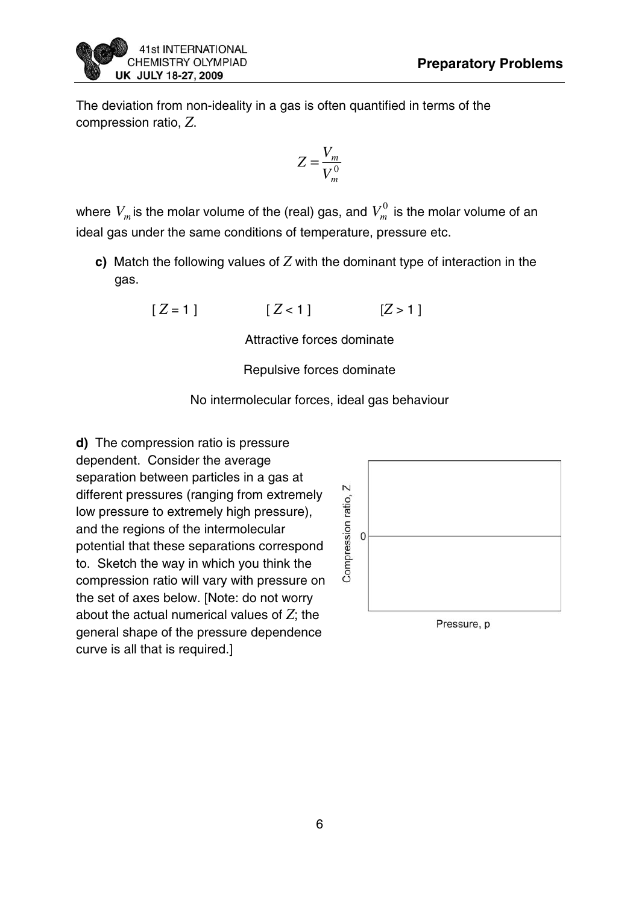The deviation from non-ideality in a gas is often quantified in terms of the compression ratio, $Z$.

$$Z = \frac{V_m}{V_m^0}$$

where $V_m$ is the molar volume of the (real) gas, and $V_m^0$ is the molar volume of an ideal gas under the same conditions of temperature, pressure etc.

**c)** Match the following values of $Z$ with the dominant type of interaction in the gas.

[ $Z = 1$ ]  [ $Z < 1$ ]  [ $Z > 1$ ]

Attractive forces dominate

Repulsive forces dominate

No intermolecular forces, ideal gas behaviour

**d)** The compression ratio is pressure dependent. Consider the average separation between particles in a gas at different pressures (ranging from extremely low pressure to extremely high pressure), and the regions of the intermolecular potential that these separations correspond to. Sketch the way in which you think the compression ratio will vary with pressure on the set of axes below. [Note: do not worry about the actual numerical values of $Z$; the general shape of the pressure dependence curve is all that is required.]

Compression ratio, Z

0

Pressure, p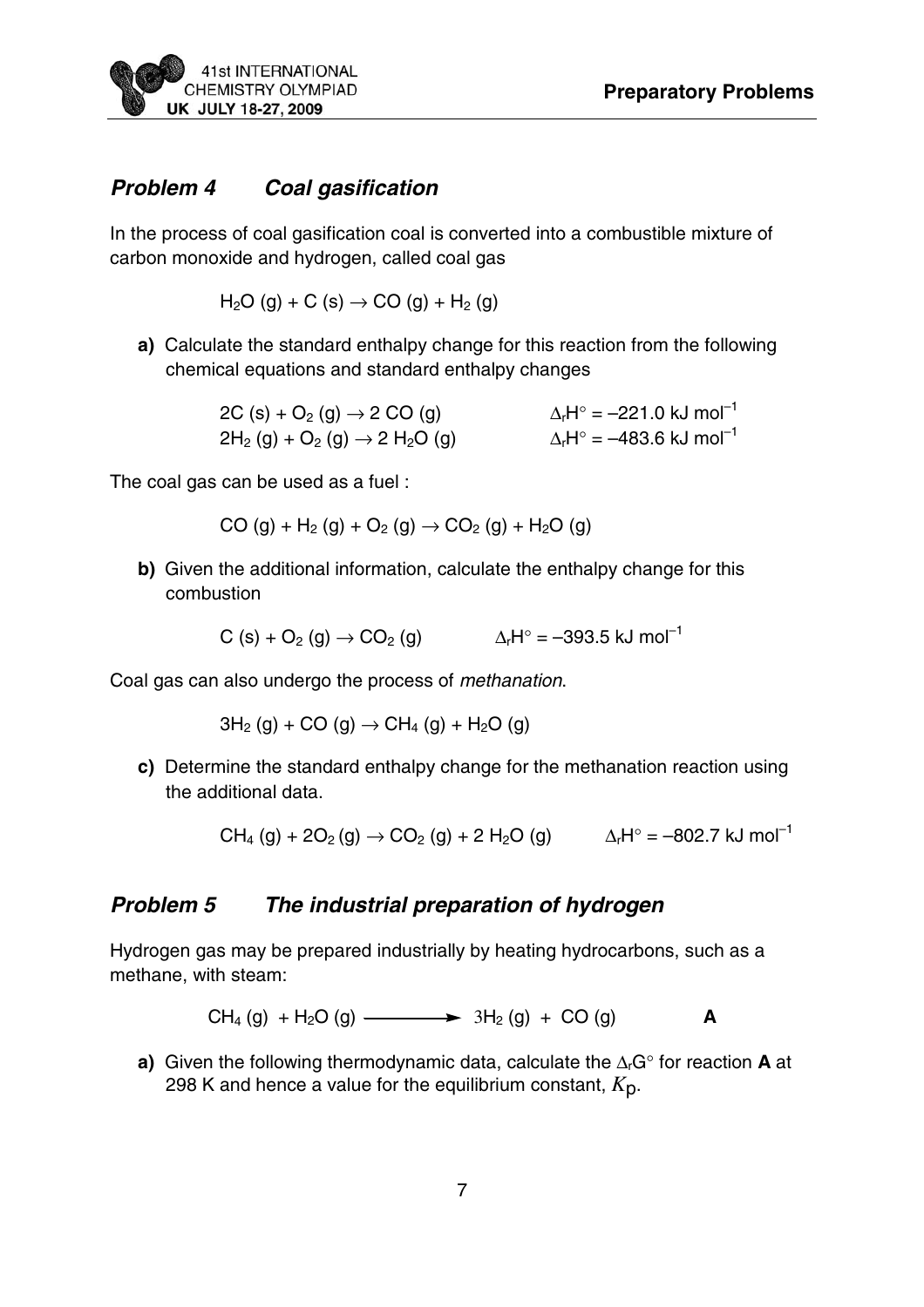## *Problem 4 Coal gasification*

In the process of coal gasification coal is converted into a combustible mixture of carbon monoxide and hydrogen, called coal gas

$$H_2O\ (g) + C\ (s) \rightarrow CO\ (g) + H_2\ (g)$$

**a)** Calculate the standard enthalpy change for this reaction from the following chemical equations and standard enthalpy changes

$$2C\ (s) + O_2\ (g) \rightarrow 2\ CO\ (g) \qquad \Delta_r H^\circ = -221.0\ \text{kJ mol}^{-1}$$

$$2H_2\ (g) + O_2\ (g) \rightarrow 2\ H_2O\ (g) \qquad \Delta_r H^\circ = -483.6\ \text{kJ mol}^{-1}$$

The coal gas can be used as a fuel :

$$CO\ (g) + H_2\ (g) + O_2\ (g) \rightarrow CO_2\ (g) + H_2O\ (g)$$

**b)** Given the additional information, calculate the enthalpy change for this combustion

$$C\ (s) + O_2\ (g) \rightarrow CO_2\ (g) \qquad \Delta_r H^\circ = -393.5\ \text{kJ mol}^{-1}$$

Coal gas can also undergo the process of *methanation*.

$$3H_2\ (g) + CO\ (g) \rightarrow CH_4\ (g) + H_2O\ (g)$$

**c)** Determine the standard enthalpy change for the methanation reaction using the additional data.

$$CH_4\ (g) + 2O_2\ (g) \rightarrow CO_2\ (g) + 2\ H_2O\ (g) \qquad \Delta_r H^\circ = -802.7\ \text{kJ mol}^{-1}$$

## *Problem 5 The industrial preparation of hydrogen*

Hydrogen gas may be prepared industrially by heating hydrocarbons, such as a methane, with steam:

$$CH_4\ (g) + H_2O\ (g) \longrightarrow 3H_2\ (g) + CO\ (g) \qquad \textbf{A}$$

**a)** Given the following thermodynamic data, calculate the $\Delta_r G^\circ$ for reaction **A** at 298 K and hence a value for the equilibrium constant, $K_p$.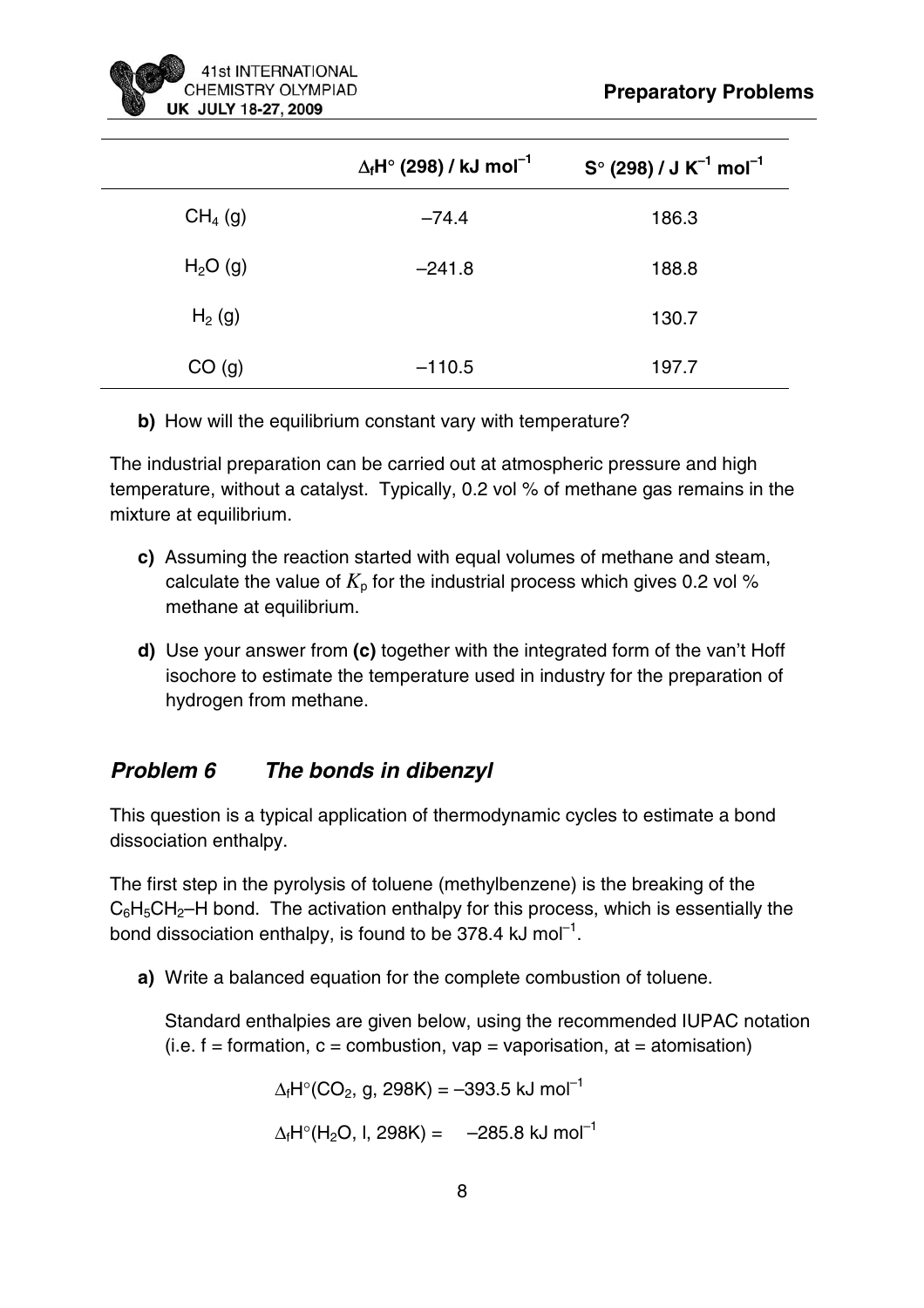| | $\Delta_f H^\circ$ (298) / kJ mol$^{-1}$ | $S^\circ$ (298) / J K$^{-1}$ mol$^{-1}$ |
|---|---|---|
| $CH_4$ (g) | –74.4 | 186.3 |
| $H_2O$ (g) | –241.8 | 188.8 |
| $H_2$ (g) | | 130.7 |
| CO (g) | –110.5 | 197.7 |

**b)** How will the equilibrium constant vary with temperature?

The industrial preparation can be carried out at atmospheric pressure and high temperature, without a catalyst. Typically, 0.2 vol % of methane gas remains in the mixture at equilibrium.

**c)** Assuming the reaction started with equal volumes of methane and steam, calculate the value of $K_p$ for the industrial process which gives 0.2 vol % methane at equilibrium.

**d)** Use your answer from **(c)** together with the integrated form of the van't Hoff isochore to estimate the temperature used in industry for the preparation of hydrogen from methane.

## *Problem 6 The bonds in dibenzyl*

This question is a typical application of thermodynamic cycles to estimate a bond dissociation enthalpy.

The first step in the pyrolysis of toluene (methylbenzene) is the breaking of the $C_6H_5CH_2$–H bond. The activation enthalpy for this process, which is essentially the bond dissociation enthalpy, is found to be 378.4 kJ mol$^{-1}$.

**a)** Write a balanced equation for the complete combustion of toluene.

Standard enthalpies are given below, using the recommended IUPAC notation (i.e. f = formation, c = combustion, vap = vaporisation, at = atomisation)

$\Delta_f H^\circ(CO_2, \text{g}, 298\text{K}) = -393.5$ kJ mol$^{-1}$

$\Delta_f H^\circ(H_2O, \text{l}, 298\text{K}) = -285.8$ kJ mol$^{-1}$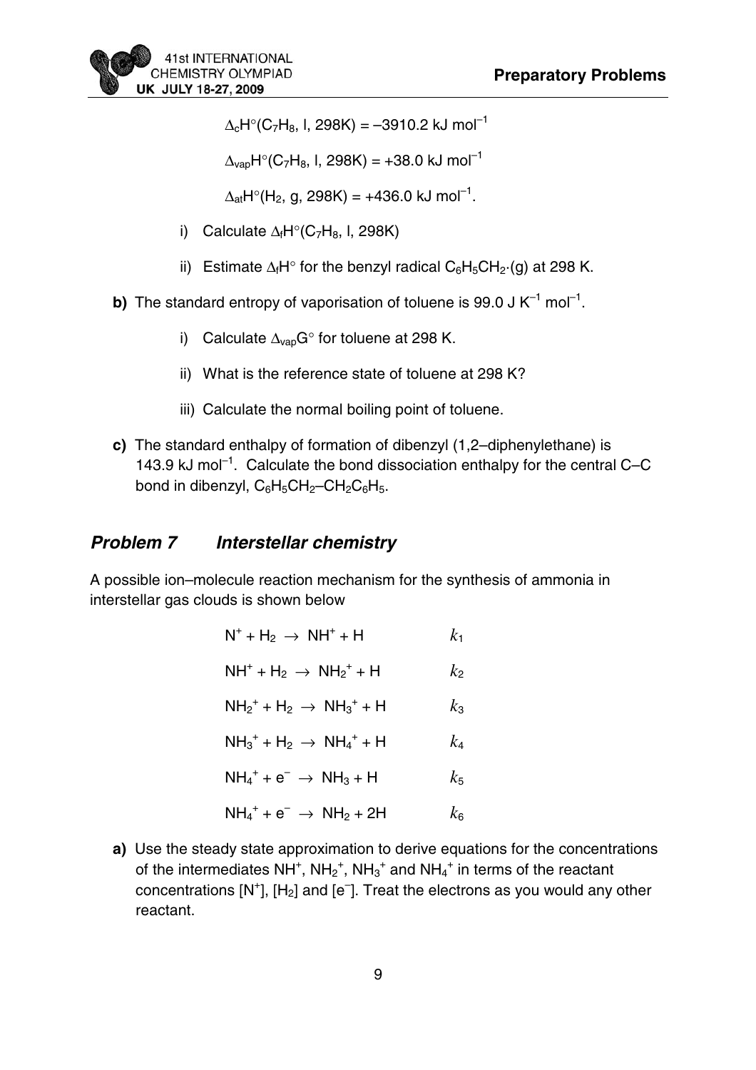$\Delta_c H^\circ(C_7H_8, \text{l}, 298\text{K}) = -3910.2 \text{ kJ mol}^{-1}$

$\Delta_{vap} H^\circ(C_7H_8, \text{l}, 298\text{K}) = +38.0 \text{ kJ mol}^{-1}$

$\Delta_{at} H^\circ(H_2, \text{g}, 298\text{K}) = +436.0 \text{ kJ mol}^{-1}$.

i) Calculate $\Delta_f H^\circ(C_7H_8, \text{l}, 298\text{K})$

ii) Estimate $\Delta_f H^\circ$ for the benzyl radical $C_6H_5CH_2\cdot(\text{g})$ at 298 K.

**b)** The standard entropy of vaporisation of toluene is 99.0 J $K^{-1}$ $mol^{-1}$.

i) Calculate $\Delta_{vap} G^\circ$ for toluene at 298 K.

ii) What is the reference state of toluene at 298 K?

iii) Calculate the normal boiling point of toluene.

**c)** The standard enthalpy of formation of dibenzyl (1,2–diphenylethane) is 143.9 kJ $mol^{-1}$. Calculate the bond dissociation enthalpy for the central C–C bond in dibenzyl, $C_6H_5CH_2–CH_2C_6H_5$.

## *Problem 7 Interstellar chemistry*

A possible ion–molecule reaction mechanism for the synthesis of ammonia in interstellar gas clouds is shown below

$$N^+ + H_2 \rightarrow NH^+ + H \qquad k_1$$

$$NH^+ + H_2 \rightarrow NH_2^+ + H \qquad k_2$$

$$NH_2^+ + H_2 \rightarrow NH_3^+ + H \qquad k_3$$

$$NH_3^+ + H_2 \rightarrow NH_4^+ + H \qquad k_4$$

$$NH_4^+ + e^- \rightarrow NH_3 + H \qquad k_5$$

$$NH_4^+ + e^- \rightarrow NH_2 + 2H \qquad k_6$$

**a)** Use the steady state approximation to derive equations for the concentrations of the intermediates $NH^+$, $NH_2^+$, $NH_3^+$ and $NH_4^+$ in terms of the reactant concentrations $[N^+]$, $[H_2]$ and $[e^-]$. Treat the electrons as you would any other reactant.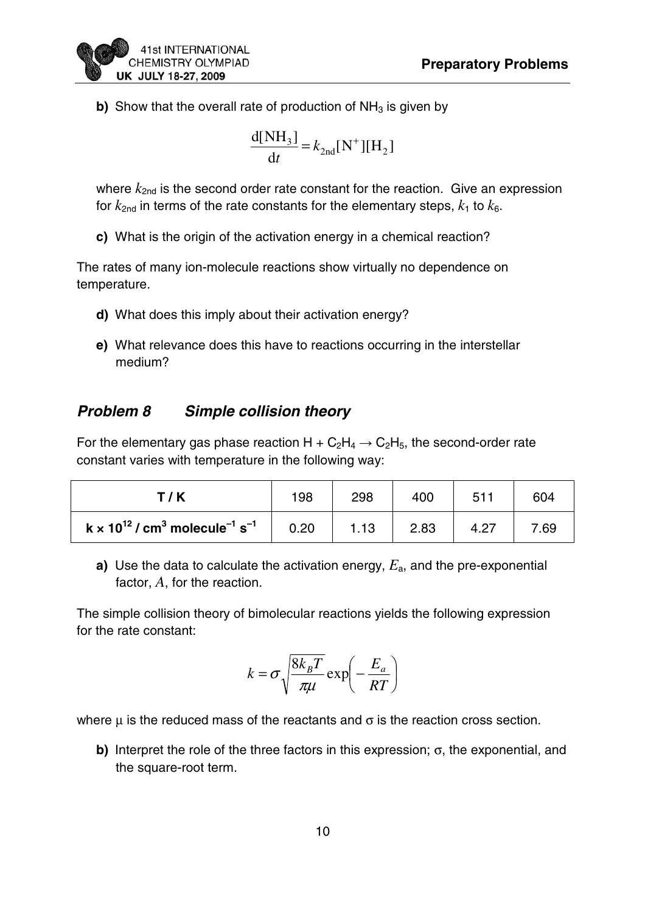**b)** Show that the overall rate of production of $NH_3$ is given by

$$\frac{\mathrm{d}[NH_3]}{\mathrm{d}t} = k_{2nd}[N^+][H_2]$$

where $k_{2nd}$ is the second order rate constant for the reaction. Give an expression for $k_{2nd}$ in terms of the rate constants for the elementary steps, $k_1$ to $k_6$.

**c)** What is the origin of the activation energy in a chemical reaction?

The rates of many ion-molecule reactions show virtually no dependence on temperature.

**d)** What does this imply about their activation energy?

**e)** What relevance does this have to reactions occurring in the interstellar medium?

## *Problem 8 Simple collision theory*

For the elementary gas phase reaction $H + C_2H_4 \rightarrow C_2H_5$, the second-order rate constant varies with temperature in the following way:

| **T / K** | 198 | 298 | 400 | 511 | 604 |
|---|---|---|---|---|---|
| **$k \times 10^{12}$ / cm$^3$ molecule$^{-1}$ s$^{-1}$** | 0.20 | 1.13 | 2.83 | 4.27 | 7.69 |

**a)** Use the data to calculate the activation energy, $E_a$, and the pre-exponential factor, $A$, for the reaction.

The simple collision theory of bimolecular reactions yields the following expression for the rate constant:

$$k = \sigma \sqrt{\frac{8k_B T}{\pi \mu}} \exp\left(-\frac{E_a}{RT}\right)$$

where $\mu$ is the reduced mass of the reactants and $\sigma$ is the reaction cross section.

**b)** Interpret the role of the three factors in this expression; $\sigma$, the exponential, and the square-root term.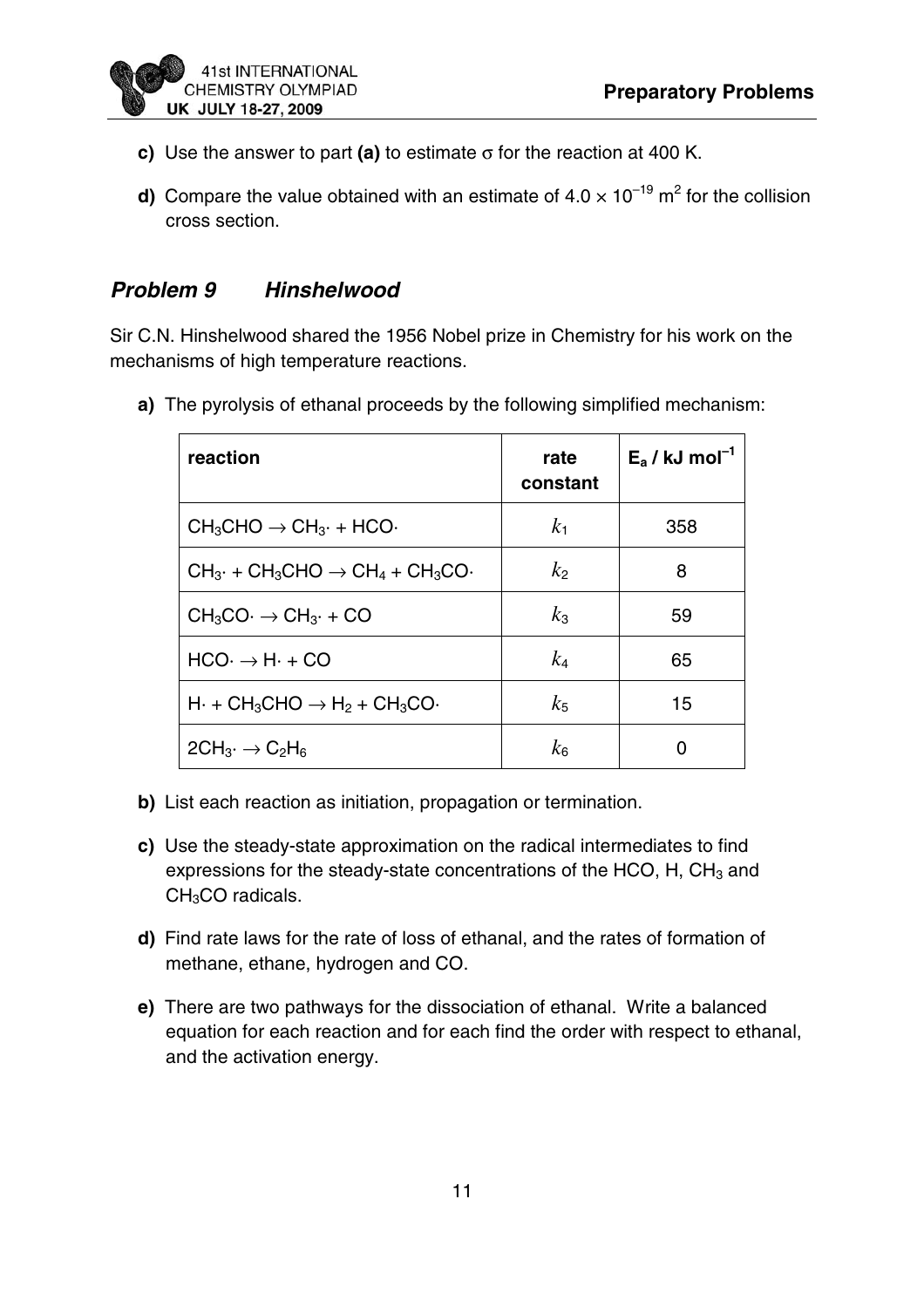**c)** Use the answer to part **(a)** to estimate σ for the reaction at 400 K.

**d)** Compare the value obtained with an estimate of $4.0 \times 10^{-19}$ m$^2$ for the collision cross section.

## *Problem 9 Hinshelwood*

Sir C.N. Hinshelwood shared the 1956 Nobel prize in Chemistry for his work on the mechanisms of high temperature reactions.

**a)** The pyrolysis of ethanal proceeds by the following simplified mechanism:

| reaction | rate constant | $E_a$ / kJ mol$^{-1}$ |
|---|---|---|
| $CH_3CHO \rightarrow CH_3\cdot + HCO\cdot$ | $k_1$ | 358 |
| $CH_3\cdot + CH_3CHO \rightarrow CH_4 + CH_3CO\cdot$ | $k_2$ | 8 |
| $CH_3CO\cdot \rightarrow CH_3\cdot + CO$ | $k_3$ | 59 |
| $HCO\cdot \rightarrow H\cdot + CO$ | $k_4$ | 65 |
| $H\cdot + CH_3CHO \rightarrow H_2 + CH_3CO\cdot$ | $k_5$ | 15 |
| $2CH_3\cdot \rightarrow C_2H_6$ | $k_6$ | 0 |

**b)** List each reaction as initiation, propagation or termination.

**c)** Use the steady-state approximation on the radical intermediates to find expressions for the steady-state concentrations of the HCO, H, $CH_3$ and $CH_3CO$ radicals.

**d)** Find rate laws for the rate of loss of ethanal, and the rates of formation of methane, ethane, hydrogen and CO.

**e)** There are two pathways for the dissociation of ethanal. Write a balanced equation for each reaction and for each find the order with respect to ethanal, and the activation energy.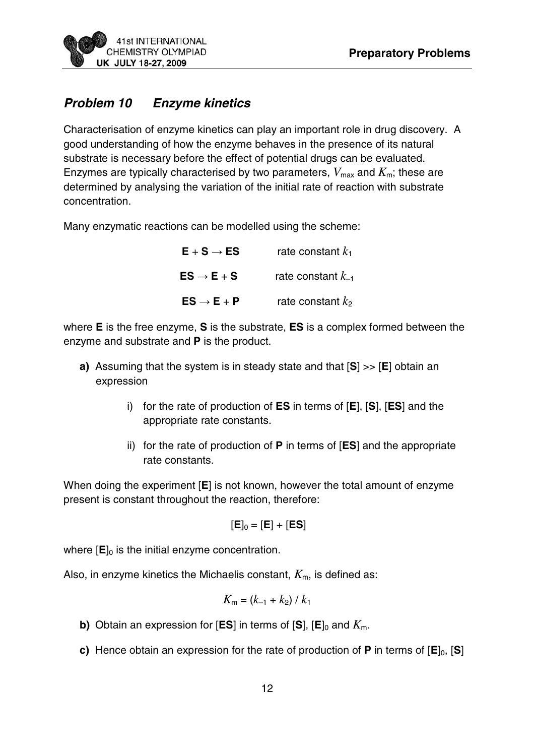## *Problem 10 Enzyme kinetics*

Characterisation of enzyme kinetics can play an important role in drug discovery. A good understanding of how the enzyme behaves in the presence of its natural substrate is necessary before the effect of potential drugs can be evaluated. Enzymes are typically characterised by two parameters, $V_{max}$ and $K_m$; these are determined by analysing the variation of the initial rate of reaction with substrate concentration.

Many enzymatic reactions can be modelled using the scheme:

| | |
|---|---|
| $\mathbf{E} + \mathbf{S} \rightarrow \mathbf{ES}$ | rate constant $k_1$ |
| $\mathbf{ES} \rightarrow \mathbf{E} + \mathbf{S}$ | rate constant $k_{-1}$ |
| $\mathbf{ES} \rightarrow \mathbf{E} + \mathbf{P}$ | rate constant $k_2$ |

where **E** is the free enzyme, **S** is the substrate, **ES** is a complex formed between the enzyme and substrate and **P** is the product.

**a)** Assuming that the system is in steady state and that $[\mathbf{S}] >> [\mathbf{E}]$ obtain an expression

i) for the rate of production of **ES** in terms of $[\mathbf{E}]$, $[\mathbf{S}]$, $[\mathbf{ES}]$ and the appropriate rate constants.

ii) for the rate of production of **P** in terms of $[\mathbf{ES}]$ and the appropriate rate constants.

When doing the experiment $[\mathbf{E}]$ is not known, however the total amount of enzyme present is constant throughout the reaction, therefore:

$$[\mathbf{E}]_0 = [\mathbf{E}] + [\mathbf{ES}]$$

where $[\mathbf{E}]_0$ is the initial enzyme concentration.

Also, in enzyme kinetics the Michaelis constant, $K_m$, is defined as:

$$K_m = (k_{-1} + k_2) / k_1$$

**b)** Obtain an expression for $[\mathbf{ES}]$ in terms of $[\mathbf{S}]$, $[\mathbf{E}]_0$ and $K_m$.

**c)** Hence obtain an expression for the rate of production of **P** in terms of $[\mathbf{E}]_0$, $[\mathbf{S}]$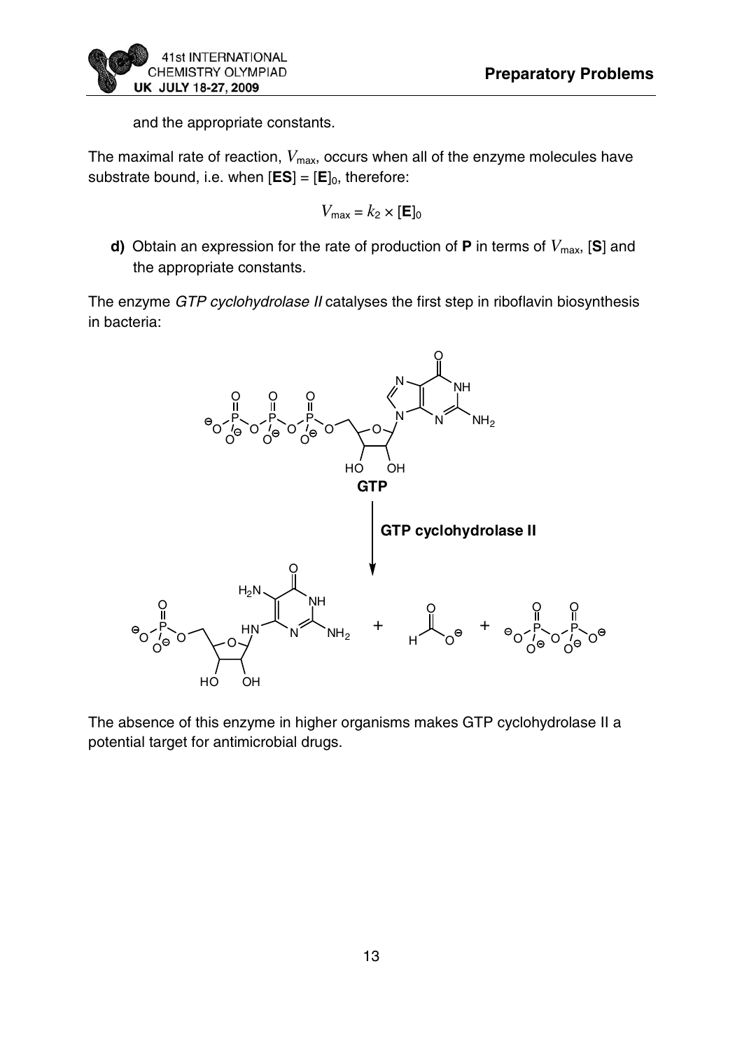and the appropriate constants.

The maximal rate of reaction, $V_{max}$, occurs when all of the enzyme molecules have substrate bound, i.e. when [**ES**] = [**E**]$_0$, therefore:

$$V_{max} = k_2 \times [\mathbf{E}]_0$$

**d)** Obtain an expression for the rate of production of **P** in terms of $V_{max}$, [**S**] and the appropriate constants.

The enzyme *GTP cyclohydrolase II* catalyses the first step in riboflavin biosynthesis in bacteria:

**GTP**

**GTP cyclohydrolase II**

The absence of this enzyme in higher organisms makes GTP cyclohydrolase II a potential target for antimicrobial drugs.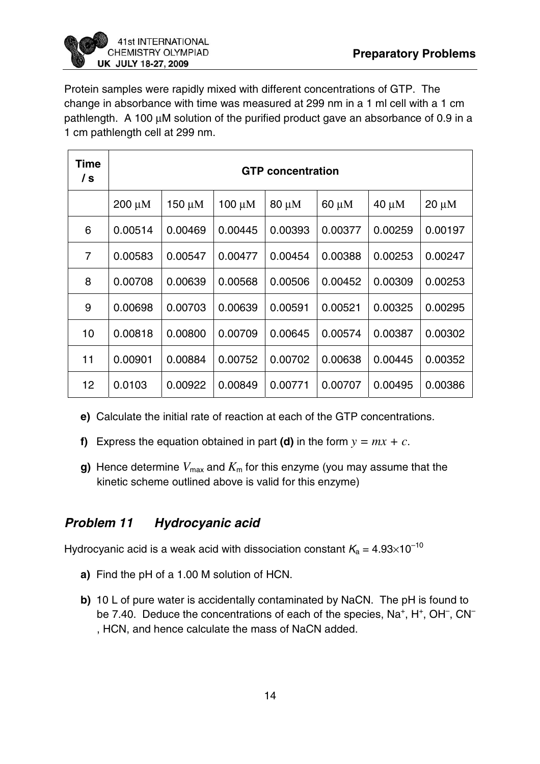Protein samples were rapidly mixed with different concentrations of GTP. The change in absorbance with time was measured at 299 nm in a 1 ml cell with a 1 cm pathlength. A 100 μM solution of the purified product gave an absorbance of 0.9 in a 1 cm pathlength cell at 299 nm.

| Time / s | GTP concentration | | | | | | |
|---|---|---|---|---|---|---|---|
| | 200 μM | 150 μM | 100 μM | 80 μM | 60 μM | 40 μM | 20 μM |
| 6 | 0.00514 | 0.00469 | 0.00445 | 0.00393 | 0.00377 | 0.00259 | 0.00197 |
| 7 | 0.00583 | 0.00547 | 0.00477 | 0.00454 | 0.00388 | 0.00253 | 0.00247 |
| 8 | 0.00708 | 0.00639 | 0.00568 | 0.00506 | 0.00452 | 0.00309 | 0.00253 |
| 9 | 0.00698 | 0.00703 | 0.00639 | 0.00591 | 0.00521 | 0.00325 | 0.00295 |
| 10 | 0.00818 | 0.00800 | 0.00709 | 0.00645 | 0.00574 | 0.00387 | 0.00302 |
| 11 | 0.00901 | 0.00884 | 0.00752 | 0.00702 | 0.00638 | 0.00445 | 0.00352 |
| 12 | 0.0103 | 0.00922 | 0.00849 | 0.00771 | 0.00707 | 0.00495 | 0.00386 |

**e)** Calculate the initial rate of reaction at each of the GTP concentrations.

**f)** Express the equation obtained in part **(d)** in the form $y = mx + c$.

**g)** Hence determine $V_{max}$ and $K_m$ for this enzyme (you may assume that the kinetic scheme outlined above is valid for this enzyme)

## *Problem 11 Hydrocyanic acid*

Hydrocyanic acid is a weak acid with dissociation constant $K_a = 4.93 \times 10^{-10}$

**a)** Find the pH of a 1.00 M solution of HCN.

**b)** 10 L of pure water is accidentally contaminated by NaCN. The pH is found to be 7.40. Deduce the concentrations of each of the species, $Na^+$, $H^+$, $OH^-$, $CN^-$, HCN, and hence calculate the mass of NaCN added.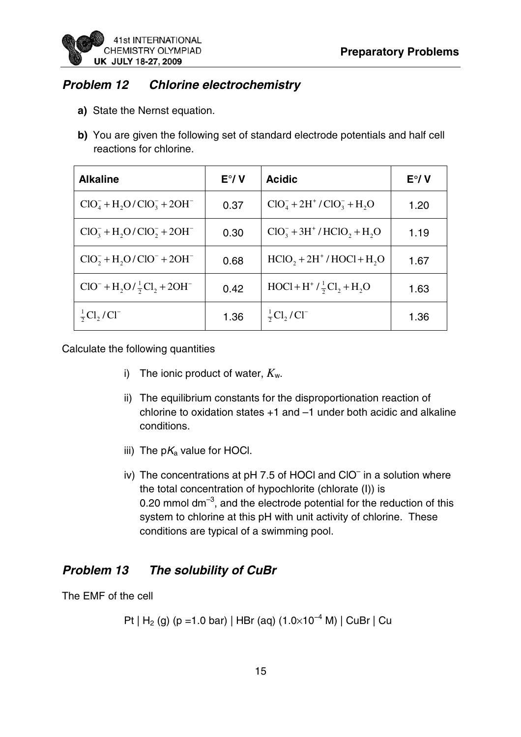## *Problem 12 Chlorine electrochemistry*

**a)** State the Nernst equation.

**b)** You are given the following set of standard electrode potentials and half cell reactions for chlorine.

| **Alkaline** | **E°/ V** | **Acidic** | **E°/ V** |
|---|---|---|---|
| $ClO_4^- + H_2O / ClO_3^- + 2OH^-$ | 0.37 | $ClO_4^- + 2H^+ / ClO_3^- + H_2O$ | 1.20 |
| $ClO_3^- + H_2O / ClO_2^- + 2OH^-$ | 0.30 | $ClO_3^- + 3H^+ / HClO_2 + H_2O$ | 1.19 |
| $ClO_2^- + H_2O / ClO^- + 2OH^-$ | 0.68 | $HClO_2 + 2H^+ / HOCl + H_2O$ | 1.67 |
| $ClO^- + H_2O / \frac{1}{2}Cl_2 + 2OH^-$ | 0.42 | $HOCl + H^+ / \frac{1}{2}Cl_2 + H_2O$ | 1.63 |
| $\frac{1}{2}Cl_2 / Cl^-$ | 1.36 | $\frac{1}{2}Cl_2 / Cl^-$ | 1.36 |

Calculate the following quantities

i) The ionic product of water, $K_w$.

ii) The equilibrium constants for the disproportionation reaction of chlorine to oxidation states +1 and –1 under both acidic and alkaline conditions.

iii) The p$K_a$ value for HOCl.

iv) The concentrations at pH 7.5 of HOCl and $ClO^-$ in a solution where the total concentration of hypochlorite (chlorate (I)) is 0.20 mmol $dm^{-3}$, and the electrode potential for the reduction of this system to chlorine at this pH with unit activity of chlorine. These conditions are typical of a swimming pool.

## *Problem 13 The solubility of CuBr*

The EMF of the cell

Pt | $H_2$ (g) (p =1.0 bar) | HBr (aq) ($1.0 \times 10^{-4}$ M) | CuBr | Cu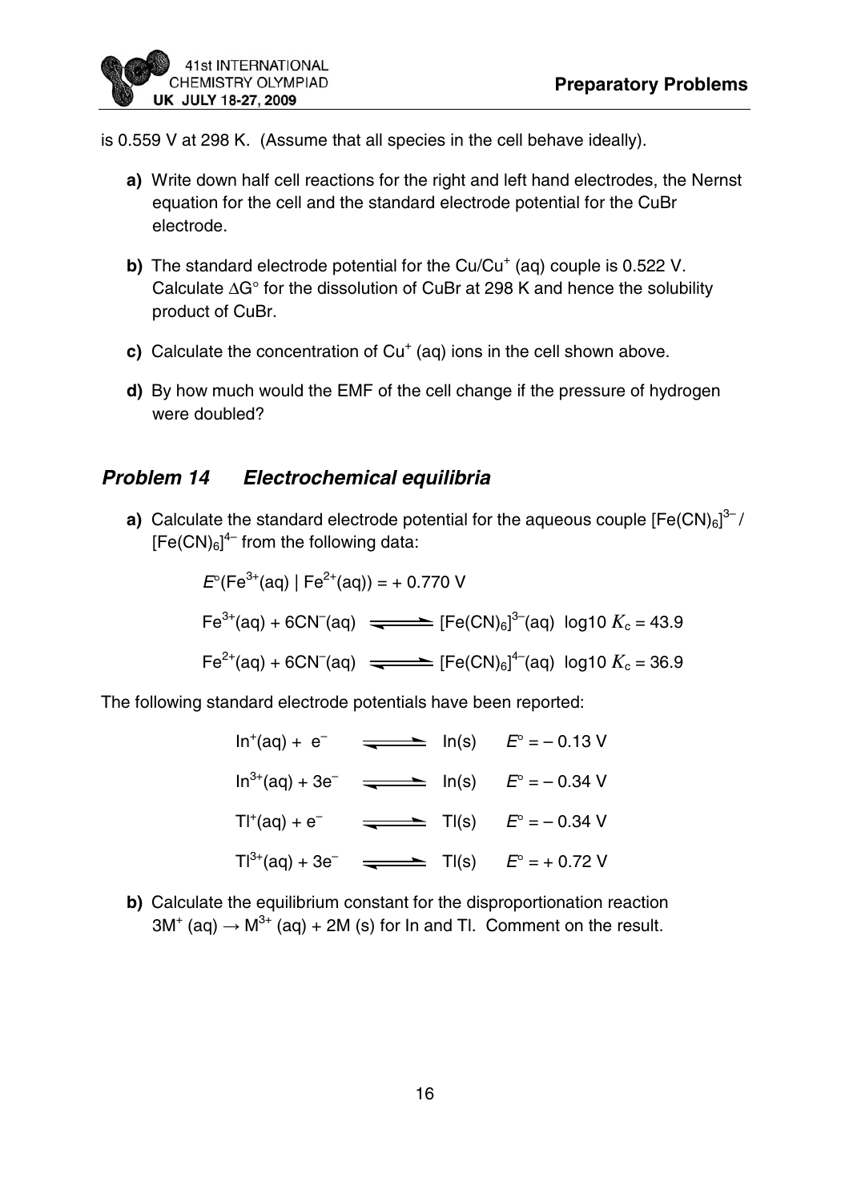is 0.559 V at 298 K. (Assume that all species in the cell behave ideally).

**a)** Write down half cell reactions for the right and left hand electrodes, the Nernst equation for the cell and the standard electrode potential for the CuBr electrode.

**b)** The standard electrode potential for the $Cu/Cu^+$ (aq) couple is 0.522 V. Calculate $\Delta G^\circ$ for the dissolution of CuBr at 298 K and hence the solubility product of CuBr.

**c)** Calculate the concentration of $Cu^+$ (aq) ions in the cell shown above.

**d)** By how much would the EMF of the cell change if the pressure of hydrogen were doubled?

## *Problem 14 Electrochemical equilibria*

**a)** Calculate the standard electrode potential for the aqueous couple $[Fe(CN)_6]^{3-}$ / $[Fe(CN)_6]^{4-}$ from the following data:

$$E^\circ(Fe^{3+}(aq) \mid Fe^{2+}(aq)) = +0.770 \text{ V}$$

$$Fe^{3+}(aq) + 6CN^-(aq) \rightleftharpoons [Fe(CN)_6]^{3-}(aq) \quad \log10\ K_c = 43.9$$

$$Fe^{2+}(aq) + 6CN^-(aq) \rightleftharpoons [Fe(CN)_6]^{4-}(aq) \quad \log10\ K_c = 36.9$$

The following standard electrode potentials have been reported:

$$In^+(aq) + e^- \rightleftharpoons In(s) \quad E^\circ = -0.13 \text{ V}$$

$$In^{3+}(aq) + 3e^- \rightleftharpoons In(s) \quad E^\circ = -0.34 \text{ V}$$

$$Tl^+(aq) + e^- \rightleftharpoons Tl(s) \quad E^\circ = -0.34 \text{ V}$$

$$Tl^{3+}(aq) + 3e^- \rightleftharpoons Tl(s) \quad E^\circ = +0.72 \text{ V}$$

**b)** Calculate the equilibrium constant for the disproportionation reaction $3M^+ (aq) \rightarrow M^{3+} (aq) + 2M (s)$ for In and Tl. Comment on the result.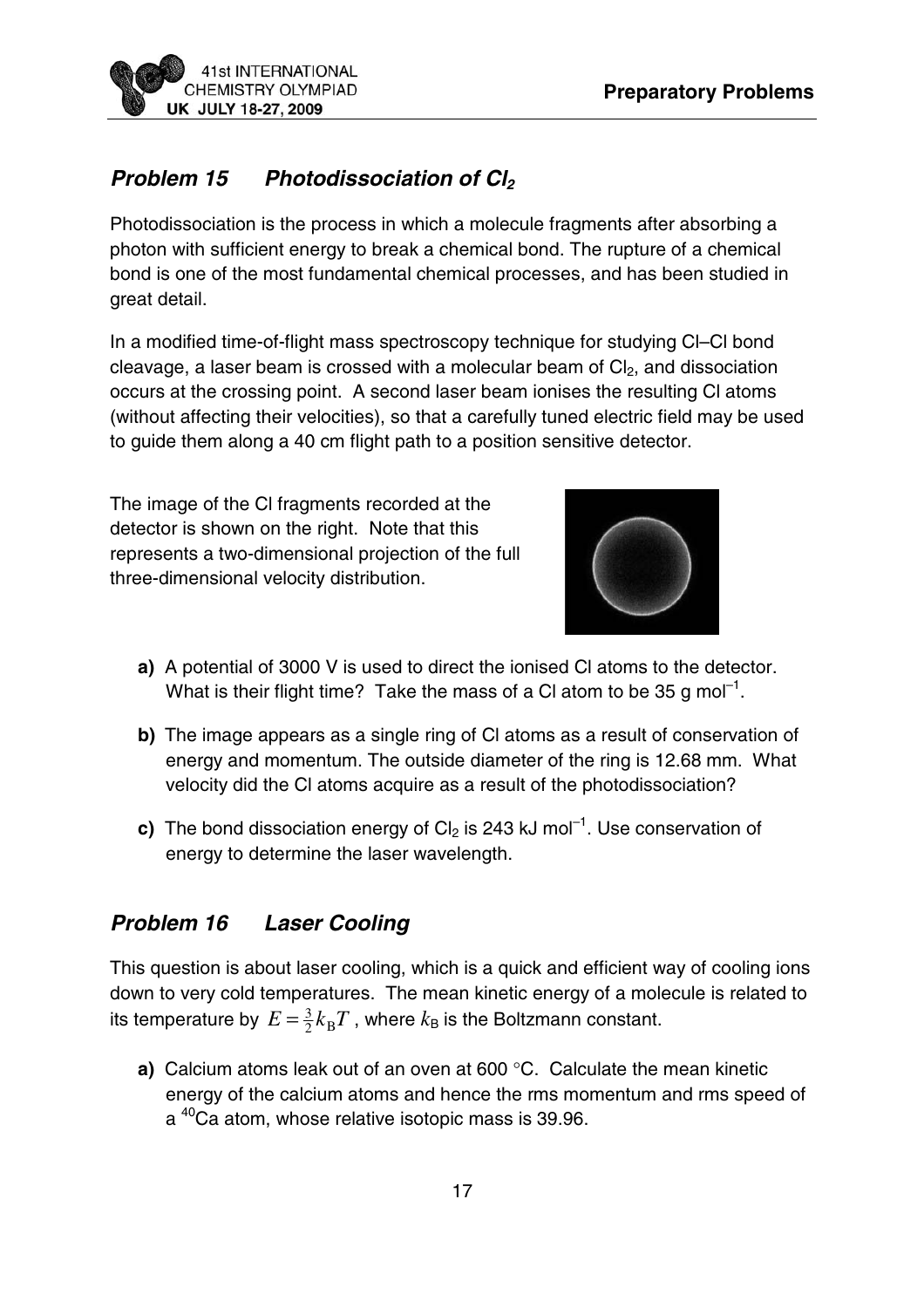## *Problem 15 Photodissociation of $Cl_2$*

Photodissociation is the process in which a molecule fragments after absorbing a photon with sufficient energy to break a chemical bond. The rupture of a chemical bond is one of the most fundamental chemical processes, and has been studied in great detail.

In a modified time-of-flight mass spectroscopy technique for studying Cl–Cl bond cleavage, a laser beam is crossed with a molecular beam of $Cl_2$, and dissociation occurs at the crossing point. A second laser beam ionises the resulting Cl atoms (without affecting their velocities), so that a carefully tuned electric field may be used to guide them along a 40 cm flight path to a position sensitive detector.

The image of the Cl fragments recorded at the detector is shown on the right. Note that this represents a two-dimensional projection of the full three-dimensional velocity distribution.

**a)** A potential of 3000 V is used to direct the ionised Cl atoms to the detector. What is their flight time? Take the mass of a Cl atom to be 35 g mol$^{-1}$.

**b)** The image appears as a single ring of Cl atoms as a result of conservation of energy and momentum. The outside diameter of the ring is 12.68 mm. What velocity did the Cl atoms acquire as a result of the photodissociation?

**c)** The bond dissociation energy of $Cl_2$ is 243 kJ mol$^{-1}$. Use conservation of energy to determine the laser wavelength.

## *Problem 16 Laser Cooling*

This question is about laser cooling, which is a quick and efficient way of cooling ions down to very cold temperatures. The mean kinetic energy of a molecule is related to its temperature by $E = \frac{3}{2}k_B T$, where $k_B$ is the Boltzmann constant.

**a)** Calcium atoms leak out of an oven at 600 °C. Calculate the mean kinetic energy of the calcium atoms and hence the rms momentum and rms speed of a $^{40}$Ca atom, whose relative isotopic mass is 39.96.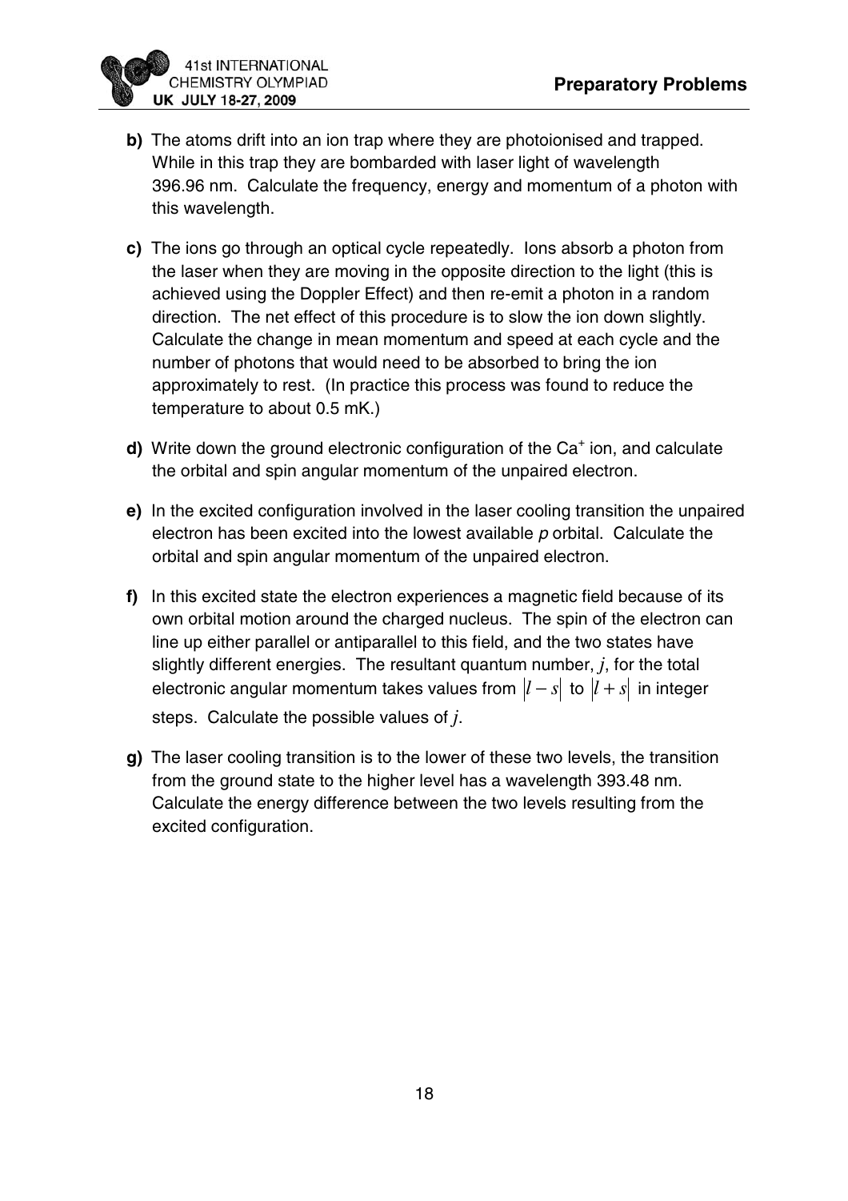**b)** The atoms drift into an ion trap where they are photoionised and trapped. While in this trap they are bombarded with laser light of wavelength 396.96 nm. Calculate the frequency, energy and momentum of a photon with this wavelength.

**c)** The ions go through an optical cycle repeatedly. Ions absorb a photon from the laser when they are moving in the opposite direction to the light (this is achieved using the Doppler Effect) and then re-emit a photon in a random direction. The net effect of this procedure is to slow the ion down slightly. Calculate the change in mean momentum and speed at each cycle and the number of photons that would need to be absorbed to bring the ion approximately to rest. (In practice this process was found to reduce the temperature to about 0.5 mK.)

**d)** Write down the ground electronic configuration of the $Ca^+$ ion, and calculate the orbital and spin angular momentum of the unpaired electron.

**e)** In the excited configuration involved in the laser cooling transition the unpaired electron has been excited into the lowest available *p* orbital. Calculate the orbital and spin angular momentum of the unpaired electron.

**f)** In this excited state the electron experiences a magnetic field because of its own orbital motion around the charged nucleus. The spin of the electron can line up either parallel or antiparallel to this field, and the two states have slightly different energies. The resultant quantum number, $j$, for the total electronic angular momentum takes values from $|l - s|$ to $|l + s|$ in integer steps. Calculate the possible values of $j$.

**g)** The laser cooling transition is to the lower of these two levels, the transition from the ground state to the higher level has a wavelength 393.48 nm. Calculate the energy difference between the two levels resulting from the excited configuration.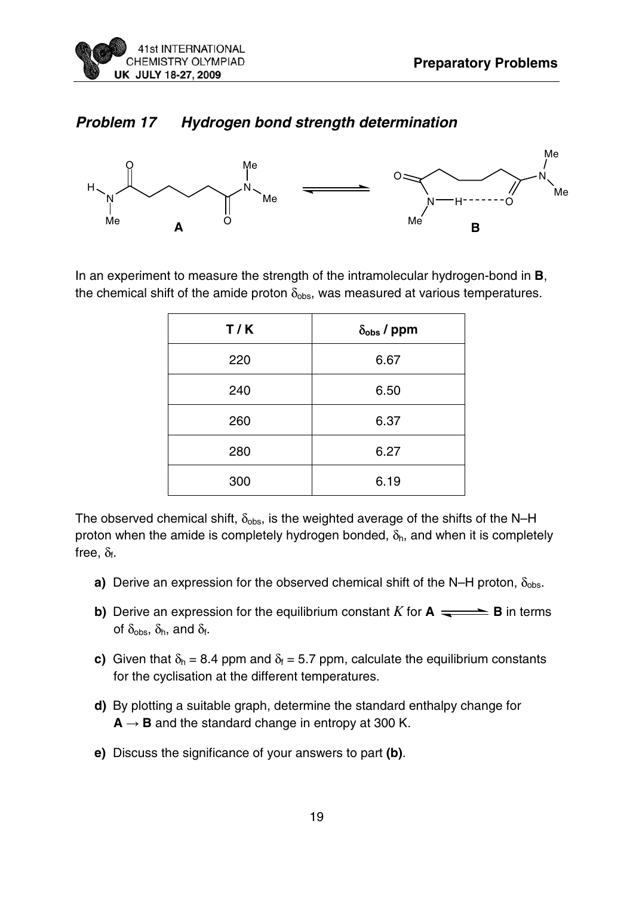## *Problem 17 Hydrogen bond strength determination*

In an experiment to measure the strength of the intramolecular hydrogen-bond in **B**, the chemical shift of the amide proton $\delta_{obs}$, was measured at various temperatures.

| T / K | $\delta_{obs}$ / ppm |
|---|---|
| 220 | 6.67 |
| 240 | 6.50 |
| 260 | 6.37 |
| 280 | 6.27 |
| 300 | 6.19 |

The observed chemical shift, $\delta_{obs}$, is the weighted average of the shifts of the N–H proton when the amide is completely hydrogen bonded, $\delta_h$, and when it is completely free, $\delta_f$.

**a)** Derive an expression for the observed chemical shift of the N–H proton, $\delta_{obs}$.

**b)** Derive an expression for the equilibrium constant $K$ for **A** $\rightleftharpoons$ **B** in terms of $\delta_{obs}$, $\delta_h$, and $\delta_f$.

**c)** Given that $\delta_h$ = 8.4 ppm and $\delta_f$ = 5.7 ppm, calculate the equilibrium constants for the cyclisation at the different temperatures.

**d)** By plotting a suitable graph, determine the standard enthalpy change for **A** $\rightarrow$ **B** and the standard change in entropy at 300 K.

**e)** Discuss the significance of your answers to part **(b)**.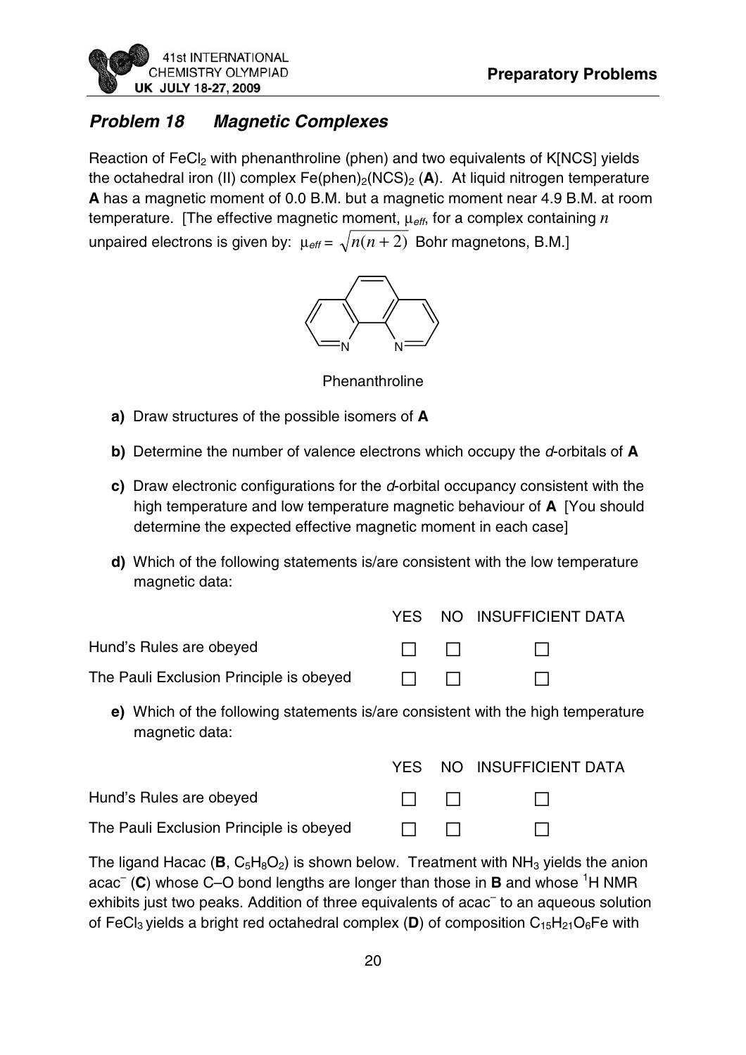## *Problem 18 Magnetic Complexes*

Reaction of $FeCl_2$ with phenanthroline (phen) and two equivalents of K[NCS] yields the octahedral iron (II) complex $Fe(phen)_2(NCS)_2$ (**A**). At liquid nitrogen temperature **A** has a magnetic moment of 0.0 B.M. but a magnetic moment near 4.9 B.M. at room temperature. [The effective magnetic moment, $\mu_{eff}$, for a complex containing $n$ unpaired electrons is given by: $\mu_{eff} = \sqrt{n(n+2)}$ Bohr magnetons, B.M.]

Phenanthroline

**a)** Draw structures of the possible isomers of **A**

**b)** Determine the number of valence electrons which occupy the *d*-orbitals of **A**

**c)** Draw electronic configurations for the *d*-orbital occupancy consistent with the high temperature and low temperature magnetic behaviour of **A** [You should determine the expected effective magnetic moment in each case]

**d)** Which of the following statements is/are consistent with the low temperature magnetic data:

| | YES | NO | INSUFFICIENT DATA |
|---|---|---|---|
| Hund's Rules are obeyed | ☐ | ☐ | ☐ |
| The Pauli Exclusion Principle is obeyed | ☐ | ☐ | ☐ |

**e)** Which of the following statements is/are consistent with the high temperature magnetic data:

| | YES | NO | INSUFFICIENT DATA |
|---|---|---|---|
| Hund's Rules are obeyed | ☐ | ☐ | ☐ |
| The Pauli Exclusion Principle is obeyed | ☐ | ☐ | ☐ |

The ligand Hacac (**B**, $C_5H_8O_2$) is shown below. Treatment with $NH_3$ yields the anion $acac^-$ (**C**) whose C–O bond lengths are longer than those in **B** and whose $^1H$ NMR exhibits just two peaks. Addition of three equivalents of $acac^-$ to an aqueous solution of $FeCl_3$ yields a bright red octahedral complex (**D**) of composition $C_{15}H_{21}O_6Fe$ with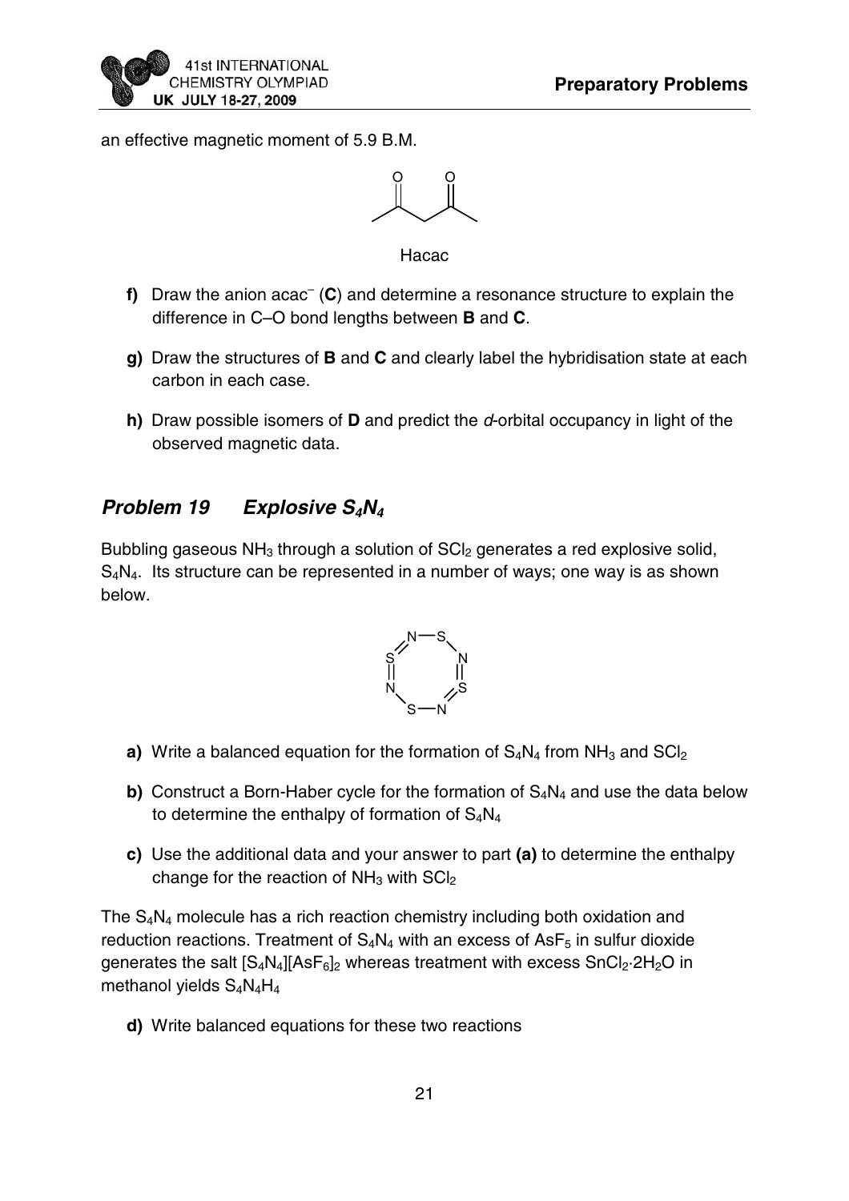an effective magnetic moment of 5.9 B.M.

Hacac

**f)** Draw the anion acac$^-$ (**C**) and determine a resonance structure to explain the difference in C–O bond lengths between **B** and **C**.

**g)** Draw the structures of **B** and **C** and clearly label the hybridisation state at each carbon in each case.

**h)** Draw possible isomers of **D** and predict the *d*-orbital occupancy in light of the observed magnetic data.

## *Problem 19 Explosive $S_4N_4$*

Bubbling gaseous $NH_3$ through a solution of $SCl_2$ generates a red explosive solid, $S_4N_4$. Its structure can be represented in a number of ways; one way is as shown below.

**a)** Write a balanced equation for the formation of $S_4N_4$ from $NH_3$ and $SCl_2$

**b)** Construct a Born-Haber cycle for the formation of $S_4N_4$ and use the data below to determine the enthalpy of formation of $S_4N_4$

**c)** Use the additional data and your answer to part **(a)** to determine the enthalpy change for the reaction of $NH_3$ with $SCl_2$

The $S_4N_4$ molecule has a rich reaction chemistry including both oxidation and reduction reactions. Treatment of $S_4N_4$ with an excess of $AsF_5$ in sulfur dioxide generates the salt $[S_4N_4][AsF_6]_2$ whereas treatment with excess $SnCl_2{\cdot}2H_2O$ in methanol yields $S_4N_4H_4$

**d)** Write balanced equations for these two reactions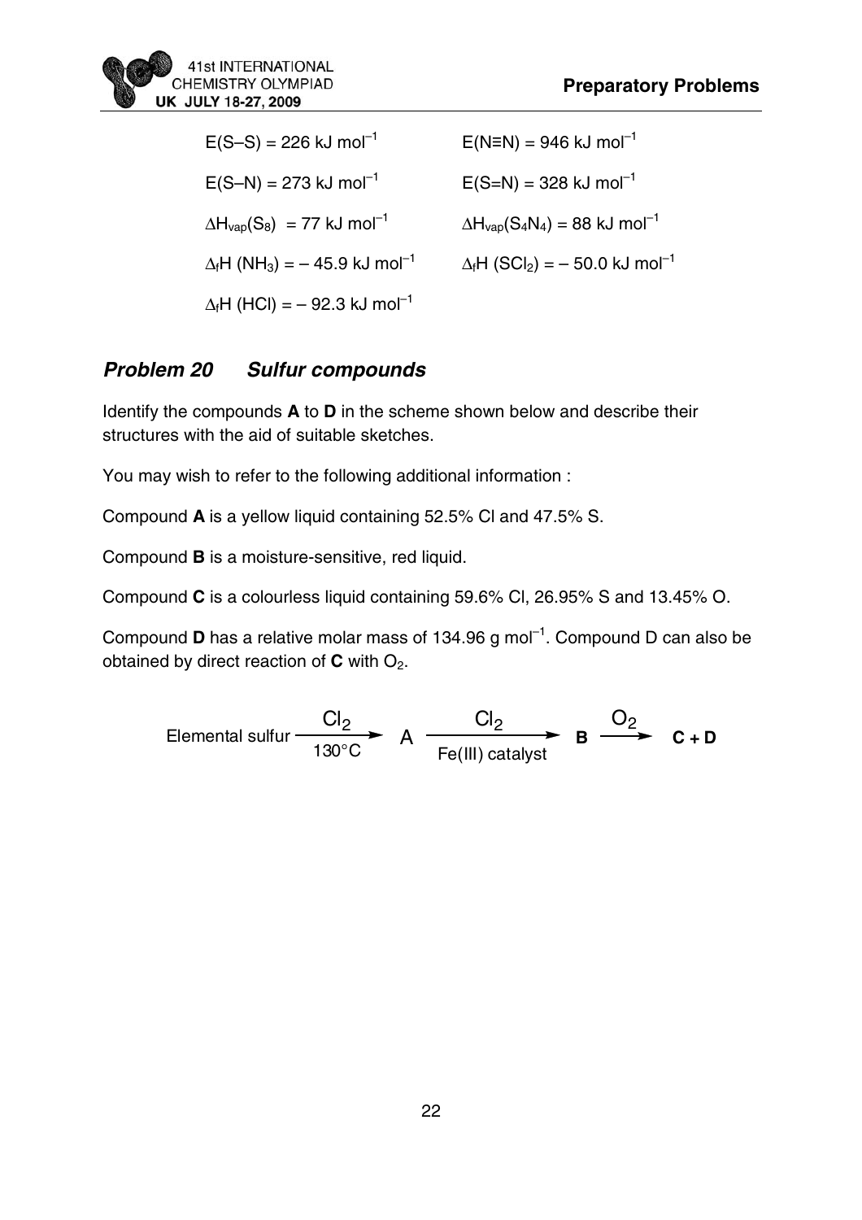$E(S–S) = 226$ kJ mol$^{-1}$

$E(N≡N) = 946$ kJ mol$^{-1}$

$E(S–N) = 273$ kJ mol$^{-1}$

$E(S=N) = 328$ kJ mol$^{-1}$

$\Delta H_{vap}(S_8) = 77$ kJ mol$^{-1}$

$\Delta H_{vap}(S_4N_4) = 88$ kJ mol$^{-1}$

$\Delta_f H\ (NH_3) = -45.9$ kJ mol$^{-1}$

$\Delta_f H\ (SCl_2) = -50.0$ kJ mol$^{-1}$

$\Delta_f H\ (HCl) = -92.3$ kJ mol$^{-1}$

## *Problem 20 Sulfur compounds*

Identify the compounds **A** to **D** in the scheme shown below and describe their structures with the aid of suitable sketches.

You may wish to refer to the following additional information :

Compound **A** is a yellow liquid containing 52.5% Cl and 47.5% S.

Compound **B** is a moisture-sensitive, red liquid.

Compound **C** is a colourless liquid containing 59.6% Cl, 26.95% S and 13.45% O.

Compound **D** has a relative molar mass of 134.96 g mol$^{-1}$. Compound D can also be obtained by direct reaction of **C** with $O_2$.

$$\text{Elemental sulfur} \xrightarrow[130^\circ C]{Cl_2} \text{A} \xrightarrow[\text{Fe(III) catalyst}]{Cl_2} \textbf{B} \xrightarrow{O_2} \textbf{C + D}$$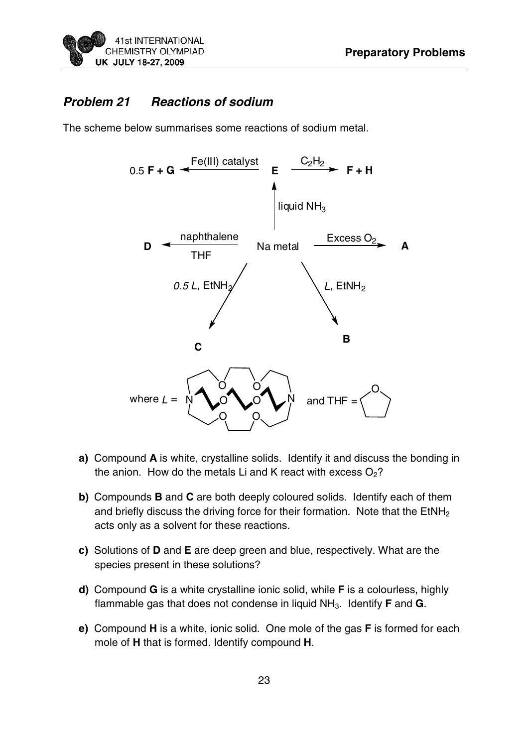## Problem 21 Reactions of sodium

The scheme below summarises some reactions of sodium metal.

$$0.5\ \mathbf{F} + \mathbf{G} \xleftarrow{\text{Fe(III) catalyst}} \mathbf{E} \xrightarrow{C_2H_2} \mathbf{F} + \mathbf{H}$$

$$\text{Na metal} \xrightarrow{\text{liquid } NH_3} \mathbf{E}$$

$$\mathbf{D} \xleftarrow[\text{THF}]{\text{naphthalene}} \text{Na metal} \xrightarrow{\text{Excess } O_2} \mathbf{A}$$

$$\text{Na metal} \xrightarrow{0.5\,L,\ EtNH_2} \mathbf{C} \qquad \text{Na metal} \xrightarrow{L,\ EtNH_2} \mathbf{B}$$

where $L$ = (cryptand with two N bridgehead atoms and six O atoms) and THF = (five-membered ring containing one O)

**a)** Compound **A** is white, crystalline solids. Identify it and discuss the bonding in the anion. How do the metals Li and K react with excess $O_2$?

**b)** Compounds **B** and **C** are both deeply coloured solids. Identify each of them and briefly discuss the driving force for their formation. Note that the $EtNH_2$ acts only as a solvent for these reactions.

**c)** Solutions of **D** and **E** are deep green and blue, respectively. What are the species present in these solutions?

**d)** Compound **G** is a white crystalline ionic solid, while **F** is a colourless, highly flammable gas that does not condense in liquid $NH_3$. Identify **F** and **G**.

**e)** Compound **H** is a white, ionic solid. One mole of the gas **F** is formed for each mole of **H** that is formed. Identify compound **H**.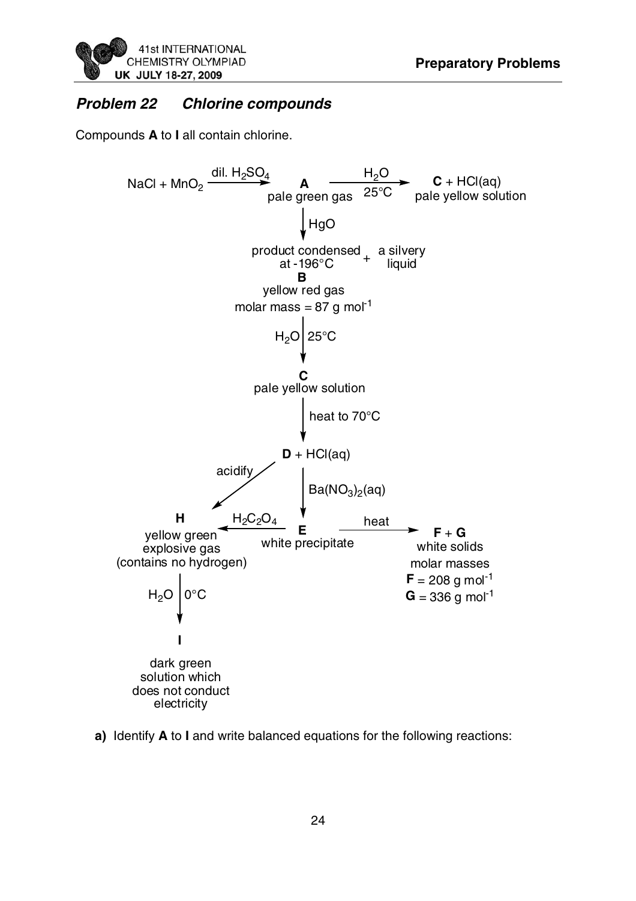### *Problem 22 Chlorine compounds*

Compounds **A** to **I** all contain chlorine.

$NaCl + MnO_2 \xrightarrow{\text{dil. } H_2SO_4}$ **A** (pale green gas)

**A** $\xrightarrow[25°C]{H_2O}$ **C** + HCl(aq) (pale yellow solution)

**A** $\xrightarrow{HgO}$ product condensed at -196°C **B** (yellow red gas, molar mass = 87 g mol$^{-1}$) + a silvery liquid

**B** $\xrightarrow{H_2O \; 25°C}$ **C** (pale yellow solution)

**C** $\xrightarrow{\text{heat to } 70°C}$ **D** + HCl(aq)

**D** $\xrightarrow{\text{acidify}}$ **H**

**D** $\xrightarrow{Ba(NO_3)_2(aq)}$ **E** (white precipitate)

**E** $\xrightarrow{H_2C_2O_4}$ **H** (yellow green explosive gas (contains no hydrogen))

**E** $\xrightarrow{\text{heat}}$ **F** + **G** (white solids, molar masses **F** = 208 g mol$^{-1}$, **G** = 336 g mol$^{-1}$)

**H** $\xrightarrow{H_2O \; 0°C}$ **I** (dark green solution which does not conduct electricity)

**a)** Identify **A** to **I** and write balanced equations for the following reactions: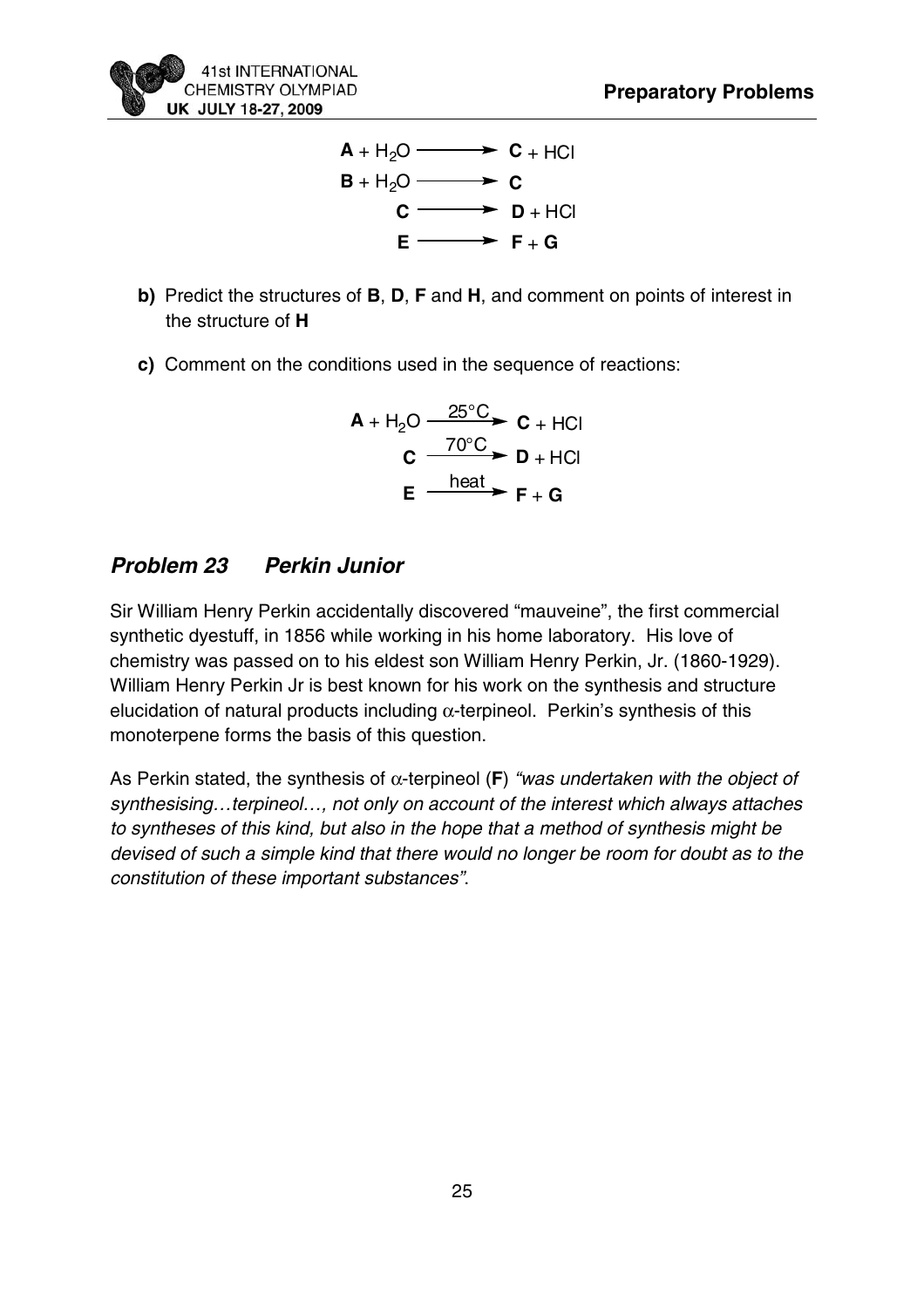$$\mathbf{A} + H_2O \longrightarrow \mathbf{C} + HCl$$

$$\mathbf{B} + H_2O \longrightarrow \mathbf{C}$$

$$\mathbf{C} \longrightarrow \mathbf{D} + HCl$$

$$\mathbf{E} \longrightarrow \mathbf{F} + \mathbf{G}$$

**b)** Predict the structures of **B**, **D**, **F** and **H**, and comment on points of interest in the structure of **H**

**c)** Comment on the conditions used in the sequence of reactions:

$$\mathbf{A} + H_2O \xrightarrow{25^{\circ}C} \mathbf{C} + HCl$$

$$\mathbf{C} \xrightarrow{70^{\circ}C} \mathbf{D} + HCl$$

$$\mathbf{E} \xrightarrow{\text{heat}} \mathbf{F} + \mathbf{G}$$

## *Problem 23 Perkin Junior*

Sir William Henry Perkin accidentally discovered "mauveine", the first commercial synthetic dyestuff, in 1856 while working in his home laboratory. His love of chemistry was passed on to his eldest son William Henry Perkin, Jr. (1860-1929). William Henry Perkin Jr is best known for his work on the synthesis and structure elucidation of natural products including $\alpha$-terpineol. Perkin's synthesis of this monoterpene forms the basis of this question.

As Perkin stated, the synthesis of $\alpha$-terpineol (**F**) *"was undertaken with the object of synthesising…terpineol…, not only on account of the interest which always attaches to syntheses of this kind, but also in the hope that a method of synthesis might be devised of such a simple kind that there would no longer be room for doubt as to the constitution of these important substances"*.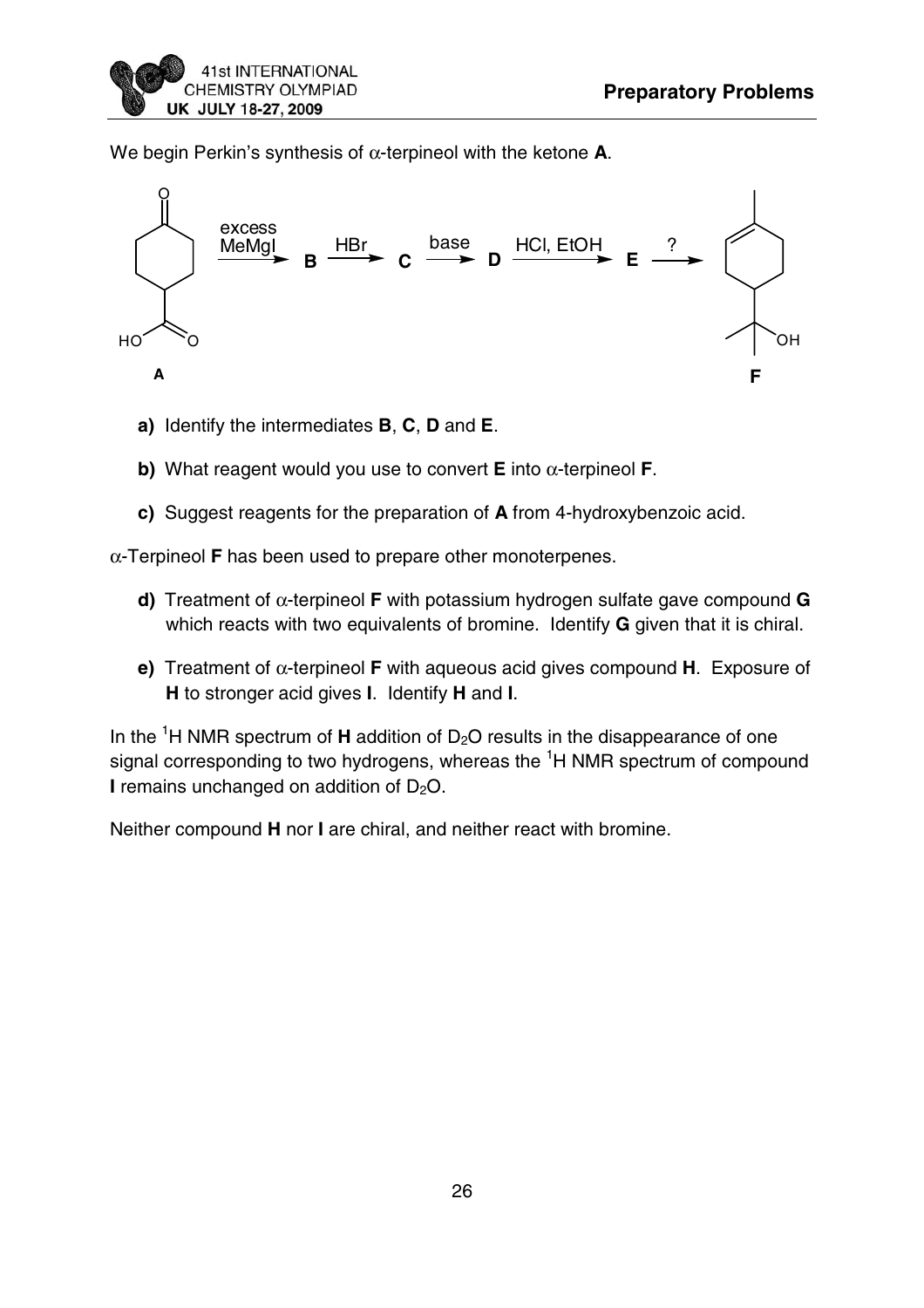We begin Perkin's synthesis of α-terpineol with the ketone **A**.

**a)** Identify the intermediates **B**, **C**, **D** and **E**.

**b)** What reagent would you use to convert **E** into α-terpineol **F**.

**c)** Suggest reagents for the preparation of **A** from 4-hydroxybenzoic acid.

α-Terpineol **F** has been used to prepare other monoterpenes.

**d)** Treatment of α-terpineol **F** with potassium hydrogen sulfate gave compound **G** which reacts with two equivalents of bromine. Identify **G** given that it is chiral.

**e)** Treatment of α-terpineol **F** with aqueous acid gives compound **H**. Exposure of **H** to stronger acid gives **I**. Identify **H** and **I**.

In the $^{1}H$ NMR spectrum of **H** addition of $D_2O$ results in the disappearance of one signal corresponding to two hydrogens, whereas the $^{1}H$ NMR spectrum of compound **I** remains unchanged on addition of $D_2O$.

Neither compound **H** nor **I** are chiral, and neither react with bromine.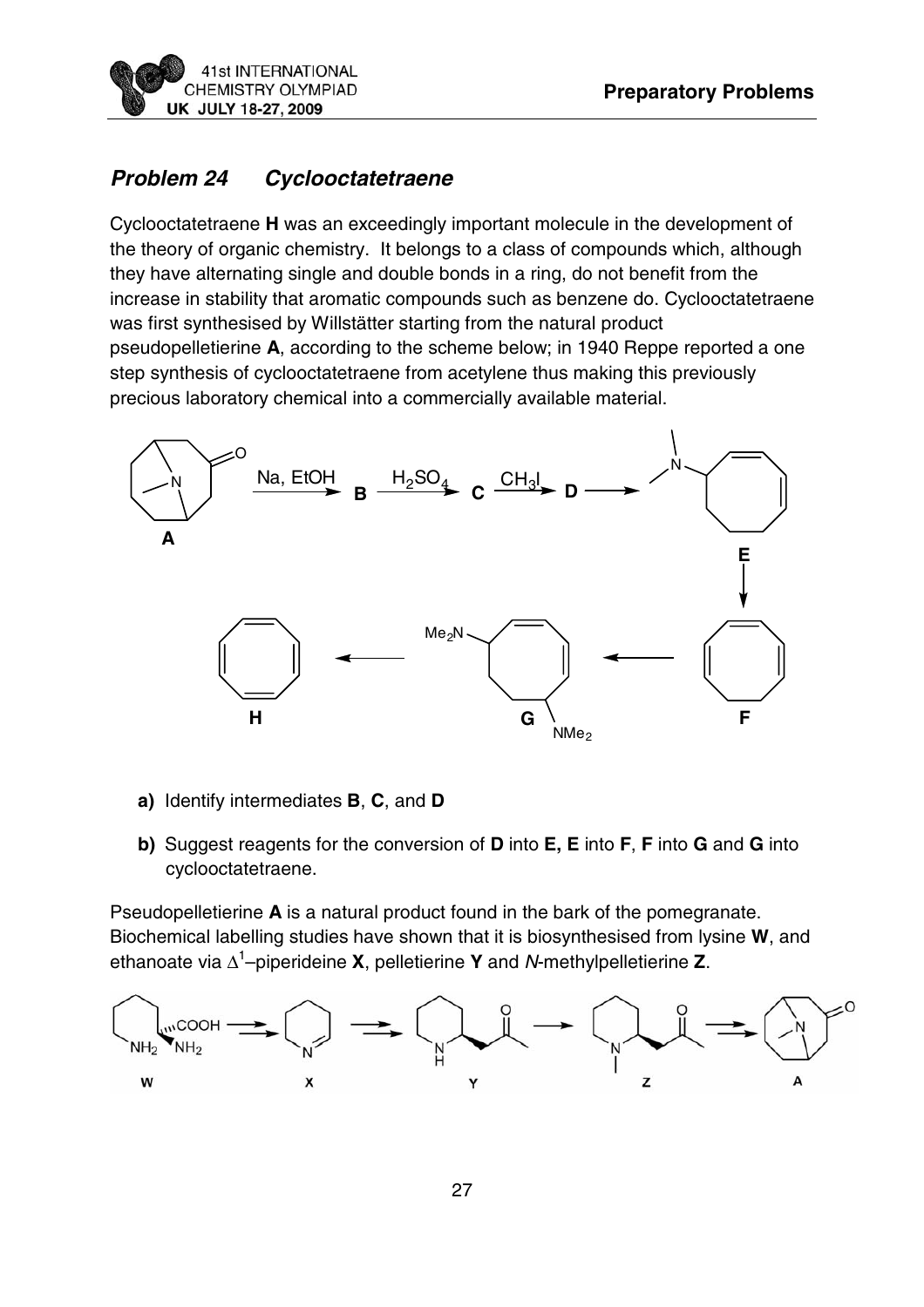## *Problem 24 Cyclooctatetraene*

Cyclooctatetraene **H** was an exceedingly important molecule in the development of the theory of organic chemistry. It belongs to a class of compounds which, although they have alternating single and double bonds in a ring, do not benefit from the increase in stability that aromatic compounds such as benzene do. Cyclooctatetraene was first synthesised by Willstätter starting from the natural product pseudopelletierine **A**, according to the scheme below; in 1940 Reppe reported a one step synthesis of cyclooctatetraene from acetylene thus making this previously precious laboratory chemical into a commercially available material.

A $\xrightarrow{\text{Na, EtOH}}$ **B** $\xrightarrow{H_2SO_4}$ **C** $\xrightarrow{CH_3I}$ **D** ⟶ **E** ⟶ **F** ⟶ **G** ⟶ **H**

**a)** Identify intermediates **B**, **C**, and **D**

**b)** Suggest reagents for the conversion of **D** into **E,** **E** into **F**, **F** into **G** and **G** into cyclooctatetraene.

Pseudopelletierine **A** is a natural product found in the bark of the pomegranate. Biochemical labelling studies have shown that it is biosynthesised from lysine **W**, and ethanoate via $\Delta^1$–piperideine **X**, pelletierine **Y** and *N*-methylpelletierine **Z**.

**W** ⟶ **X** ⟶ **Y** ⟶ **Z** ⟶ **A**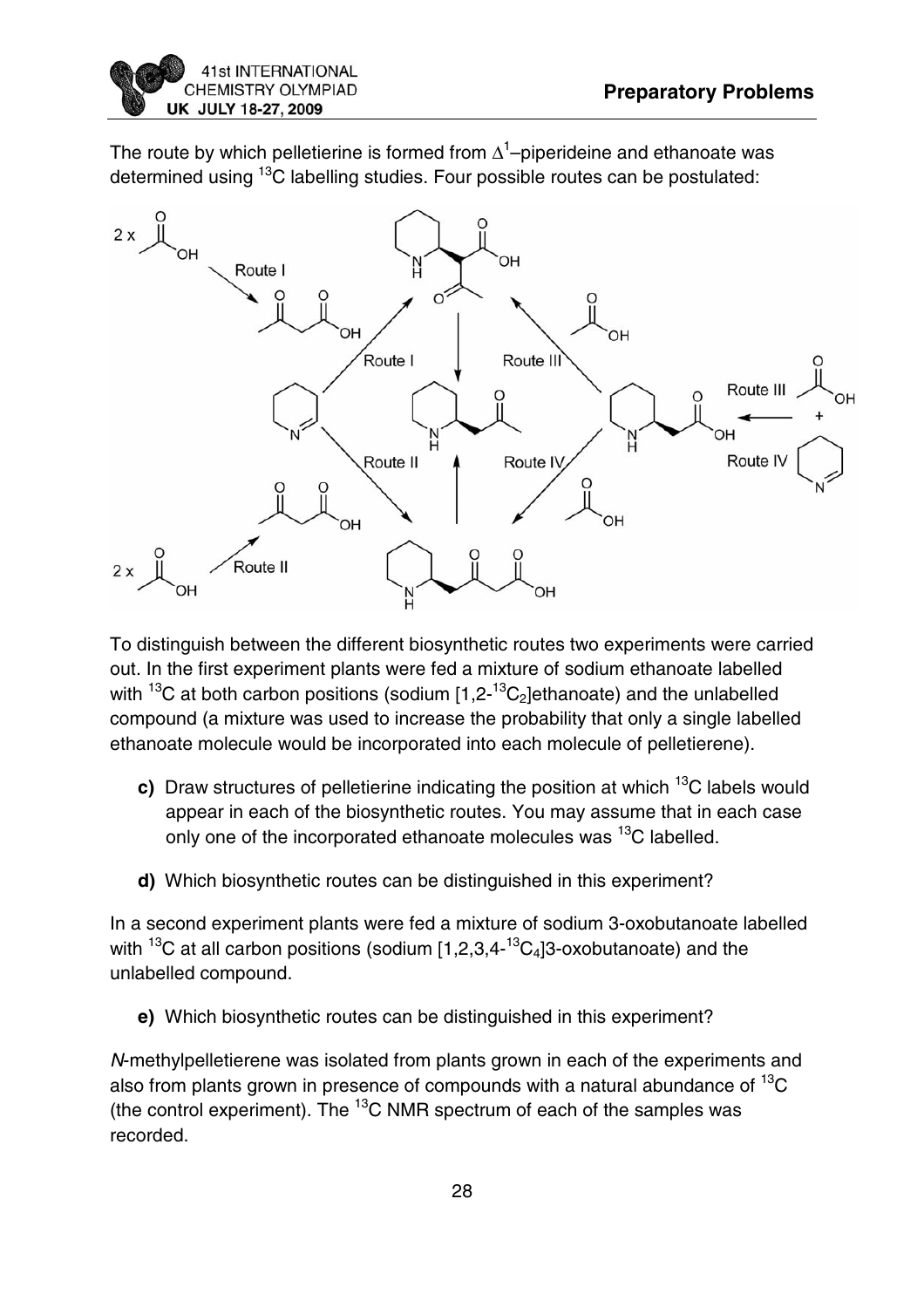The route by which pelletierine is formed from $\Delta^1$–piperideine and ethanoate was determined using $^{13}C$ labelling studies. Four possible routes can be postulated:

To distinguish between the different biosynthetic routes two experiments were carried out. In the first experiment plants were fed a mixture of sodium ethanoate labelled with $^{13}C$ at both carbon positions (sodium [1,2-$^{13}C_2$]ethanoate) and the unlabelled compound (a mixture was used to increase the probability that only a single labelled ethanoate molecule would be incorporated into each molecule of pelletierene).

- **c)** Draw structures of pelletierine indicating the position at which $^{13}C$ labels would appear in each of the biosynthetic routes. You may assume that in each case only one of the incorporated ethanoate molecules was $^{13}C$ labelled.

- **d)** Which biosynthetic routes can be distinguished in this experiment?

In a second experiment plants were fed a mixture of sodium 3-oxobutanoate labelled with $^{13}C$ at all carbon positions (sodium [1,2,3,4-$^{13}C_4$]3-oxobutanoate) and the unlabelled compound.

- **e)** Which biosynthetic routes can be distinguished in this experiment?

*N*-methylpelletierene was isolated from plants grown in each of the experiments and also from plants grown in presence of compounds with a natural abundance of $^{13}C$ (the control experiment). The $^{13}C$ NMR spectrum of each of the samples was recorded.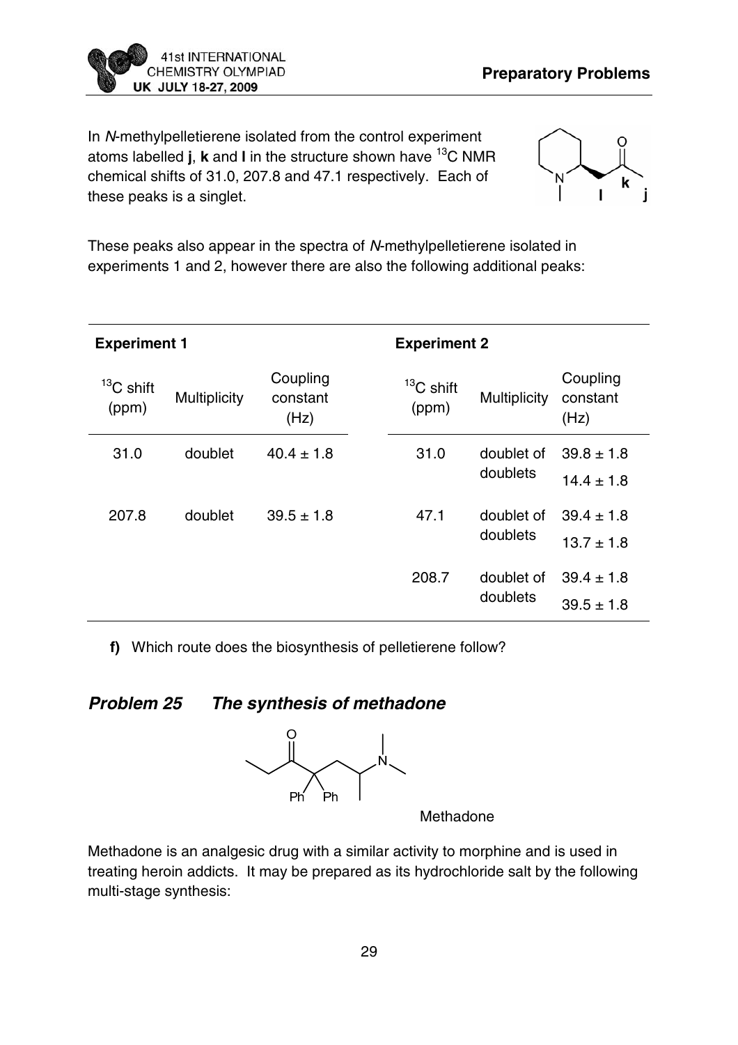In *N*-methylpelletierene isolated from the control experiment atoms labelled **j**, **k** and **l** in the structure shown have $^{13}$C NMR chemical shifts of 31.0, 207.8 and 47.1 respectively. Each of these peaks is a singlet.

These peaks also appear in the spectra of *N*-methylpelletierene isolated in experiments 1 and 2, however there are also the following additional peaks:

| **Experiment 1** | | | **Experiment 2** | | |
|---|---|---|---|---|---|
| $^{13}$C shift (ppm) | Multiplicity | Coupling constant (Hz) | $^{13}$C shift (ppm) | Multiplicity | Coupling constant (Hz) |
| 31.0 | doublet | 40.4 ± 1.8 | 31.0 | doublet of doublets | 39.8 ± 1.8<br>14.4 ± 1.8 |
| 207.8 | doublet | 39.5 ± 1.8 | 47.1 | doublet of doublets | 39.4 ± 1.8<br>13.7 ± 1.8 |
| | | | 208.7 | doublet of doublets | 39.4 ± 1.8<br>39.5 ± 1.8 |

**f)** Which route does the biosynthesis of pelletierene follow?

## *Problem 25 The synthesis of methadone*

Methadone

Methadone is an analgesic drug with a similar activity to morphine and is used in treating heroin addicts. It may be prepared as its hydrochloride salt by the following multi-stage synthesis: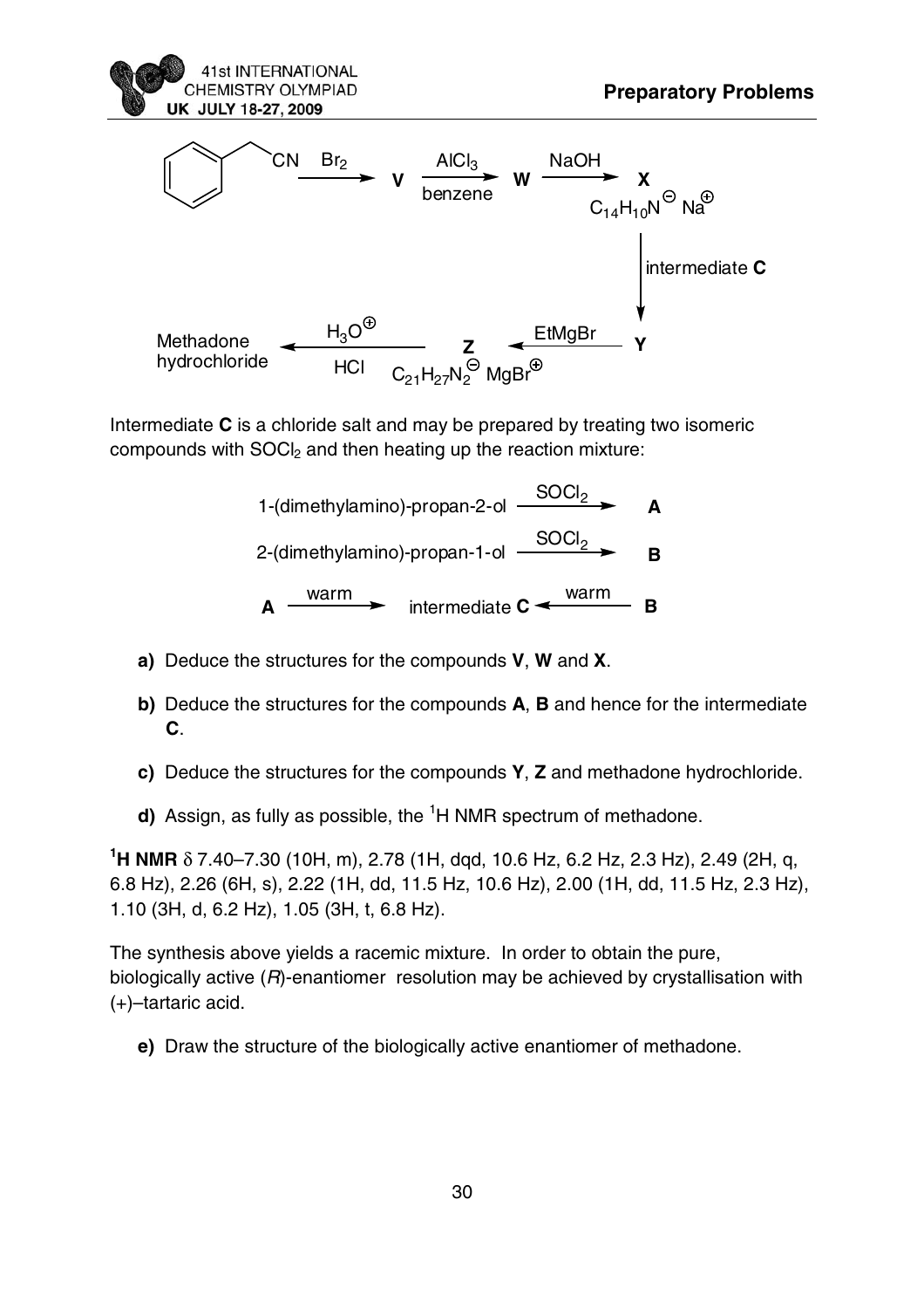Phenylacetonitrile (CN) $\xrightarrow{Br_2}$ **V** $\xrightarrow[\text{benzene}]{AlCl_3}$ **W** $\xrightarrow{NaOH}$ **X** ($C_{14}H_{10}N^{\ominus}$ $Na^{\oplus}$) $\xrightarrow{\text{intermediate } \mathbf{C}}$ **Y** $\xrightarrow{EtMgBr}$ **Z** ($C_{21}H_{27}N_2^{\ominus}$ $MgBr^{\oplus}$) $\xrightarrow[HCl]{H_3O^{\oplus}}$ Methadone hydrochloride

Intermediate **C** is a chloride salt and may be prepared by treating two isomeric compounds with $SOCl_2$ and then heating up the reaction mixture:

$$\text{1-(dimethylamino)-propan-2-ol} \xrightarrow{SOCl_2} \mathbf{A}$$

$$\text{2-(dimethylamino)-propan-1-ol} \xrightarrow{SOCl_2} \mathbf{B}$$

$$\mathbf{A} \xrightarrow{\text{warm}} \text{intermediate } \mathbf{C} \xleftarrow{\text{warm}} \mathbf{B}$$

**a)** Deduce the structures for the compounds **V**, **W** and **X**.

**b)** Deduce the structures for the compounds **A**, **B** and hence for the intermediate **C**.

**c)** Deduce the structures for the compounds **Y**, **Z** and methadone hydrochloride.

**d)** Assign, as fully as possible, the $^1$H NMR spectrum of methadone.

**$^1$H NMR** $\delta$ 7.40–7.30 (10H, m), 2.78 (1H, dqd, 10.6 Hz, 6.2 Hz, 2.3 Hz), 2.49 (2H, q, 6.8 Hz), 2.26 (6H, s), 2.22 (1H, dd, 11.5 Hz, 10.6 Hz), 2.00 (1H, dd, 11.5 Hz, 2.3 Hz), 1.10 (3H, d, 6.2 Hz), 1.05 (3H, t, 6.8 Hz).

The synthesis above yields a racemic mixture. In order to obtain the pure, biologically active (*R*)-enantiomer resolution may be achieved by crystallisation with (+)–tartaric acid.

**e)** Draw the structure of the biologically active enantiomer of methadone.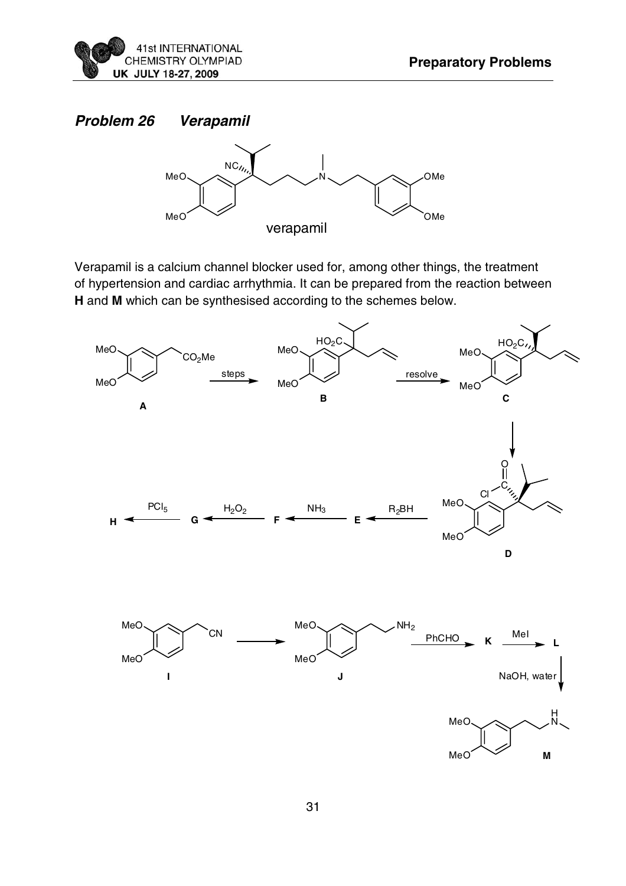## *Problem 26 Verapamil*

verapamil

Verapamil is a calcium channel blocker used for, among other things, the treatment of hypertension and cardiac arrhythmia. It can be prepared from the reaction between **H** and **M** which can be synthesised according to the schemes below.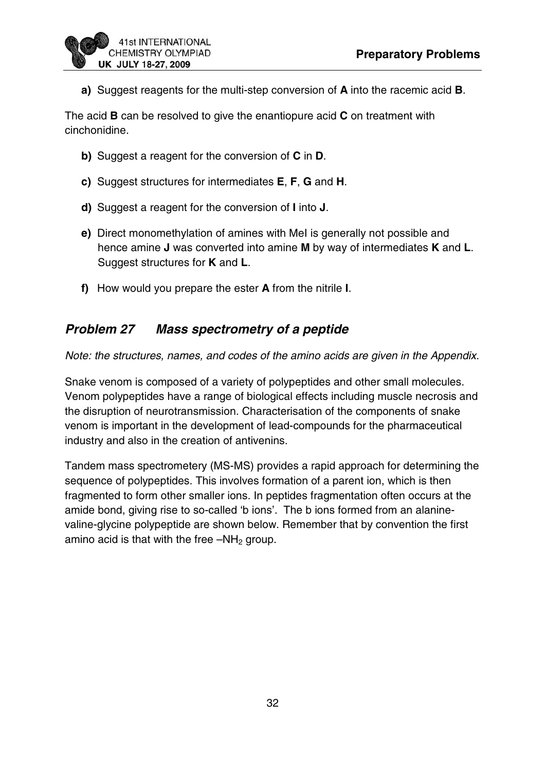**a)** Suggest reagents for the multi-step conversion of **A** into the racemic acid **B**.

The acid **B** can be resolved to give the enantiopure acid **C** on treatment with cinchonidine.

**b)** Suggest a reagent for the conversion of **C** in **D**.

**c)** Suggest structures for intermediates **E**, **F**, **G** and **H**.

**d)** Suggest a reagent for the conversion of **I** into **J**.

**e)** Direct monomethylation of amines with MeI is generally not possible and hence amine **J** was converted into amine **M** by way of intermediates **K** and **L**. Suggest structures for **K** and **L**.

**f)** How would you prepare the ester **A** from the nitrile **I**.

## *Problem 27 Mass spectrometry of a peptide*

*Note: the structures, names, and codes of the amino acids are given in the Appendix.*

Snake venom is composed of a variety of polypeptides and other small molecules. Venom polypeptides have a range of biological effects including muscle necrosis and the disruption of neurotransmission. Characterisation of the components of snake venom is important in the development of lead-compounds for the pharmaceutical industry and also in the creation of antivenins.

Tandem mass spectrometery (MS-MS) provides a rapid approach for determining the sequence of polypeptides. This involves formation of a parent ion, which is then fragmented to form other smaller ions. In peptides fragmentation often occurs at the amide bond, giving rise to so-called 'b ions'. The b ions formed from an alanine-valine-glycine polypeptide are shown below. Remember that by convention the first amino acid is that with the free $-NH_2$ group.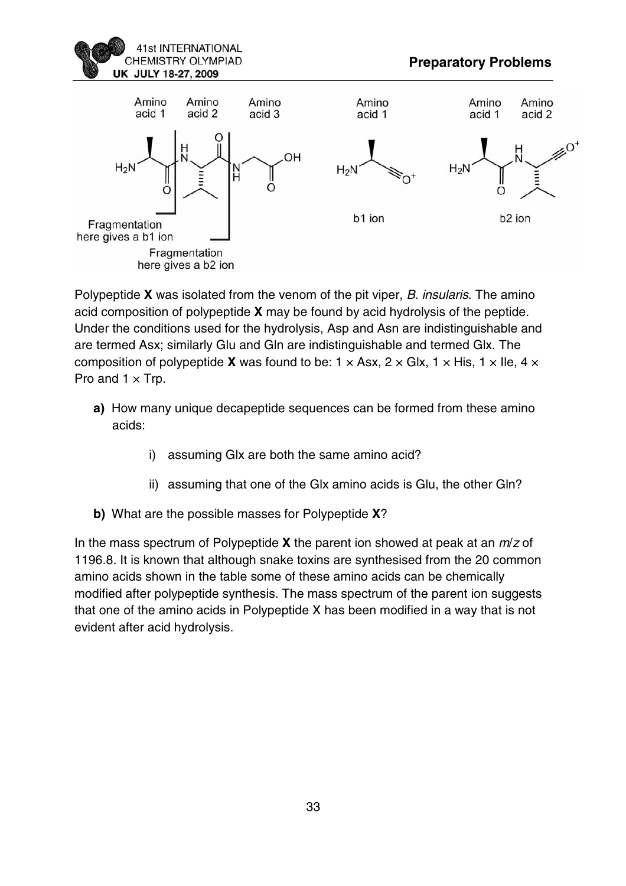Amino acid 1 | Amino acid 2 | Amino acid 3

Fragmentation here gives a b1 ion

Fragmentation here gives a b2 ion

b1 ion

b2 ion

Polypeptide **X** was isolated from the venom of the pit viper, *B. insularis*. The amino acid composition of polypeptide **X** may be found by acid hydrolysis of the peptide. Under the conditions used for the hydrolysis, Asp and Asn are indistinguishable and are termed Asx; similarly Glu and Gln are indistinguishable and termed Glx. The composition of polypeptide **X** was found to be: $1 \times$ Asx, $2 \times$ Glx, $1 \times$ His, $1 \times$ Ile, $4 \times$ Pro and $1 \times$ Trp.

**a)** How many unique decapeptide sequences can be formed from these amino acids:

   i) assuming Glx are both the same amino acid?

   ii) assuming that one of the Glx amino acids is Glu, the other Gln?

**b)** What are the possible masses for Polypeptide **X**?

In the mass spectrum of Polypeptide **X** the parent ion showed at peak at an *m*/*z* of 1196.8. It is known that although snake toxins are synthesised from the 20 common amino acids shown in the table some of these amino acids can be chemically modified after polypeptide synthesis. The mass spectrum of the parent ion suggests that one of the amino acids in Polypeptide X has been modified in a way that is not evident after acid hydrolysis.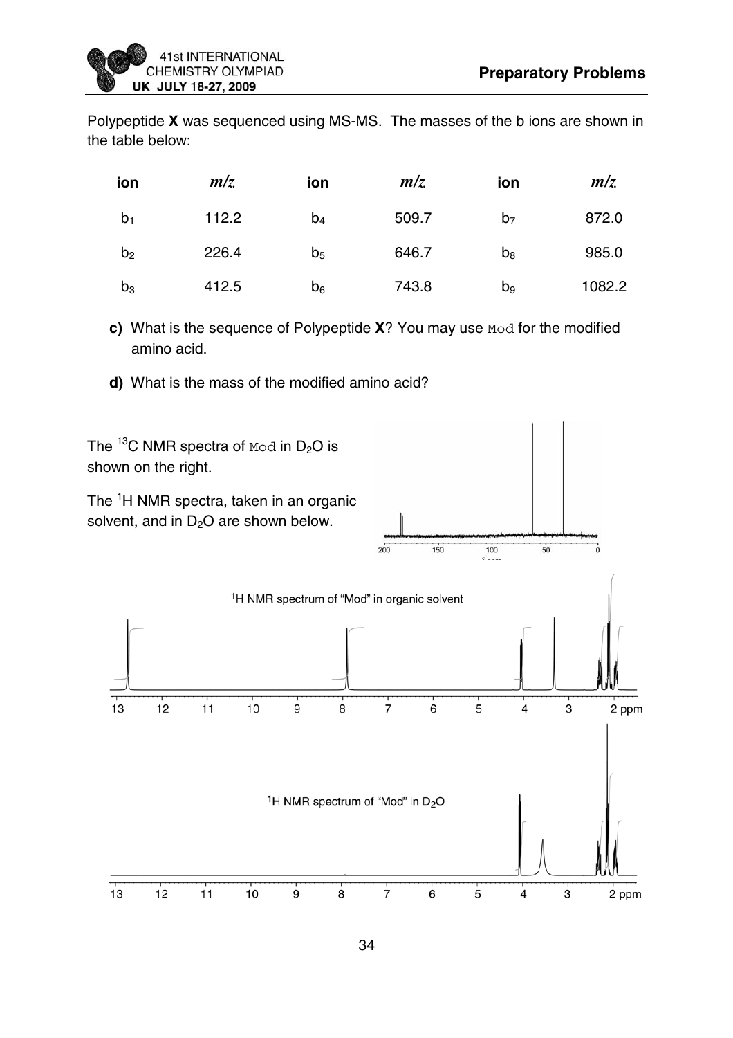Polypeptide **X** was sequenced using MS-MS. The masses of the b ions are shown in the table below:

| ion | *m/z* | ion | *m/z* | ion | *m/z* |
|---|---|---|---|---|---|
| $b_1$ | 112.2 | $b_4$ | 509.7 | $b_7$ | 872.0 |
| $b_2$ | 226.4 | $b_5$ | 646.7 | $b_8$ | 985.0 |
| $b_3$ | 412.5 | $b_6$ | 743.8 | $b_9$ | 1082.2 |

**c)** What is the sequence of Polypeptide **X**? You may use `Mod` for the modified amino acid.

**d)** What is the mass of the modified amino acid?

The $^{13}C$ NMR spectra of `Mod` in $D_2O$ is shown on the right.

The $^{1}H$ NMR spectra, taken in an organic solvent, and in $D_2O$ are shown below.

$^{1}H$ NMR spectrum of "Mod" in organic solvent

$^{1}H$ NMR spectrum of "Mod" in $D_2O$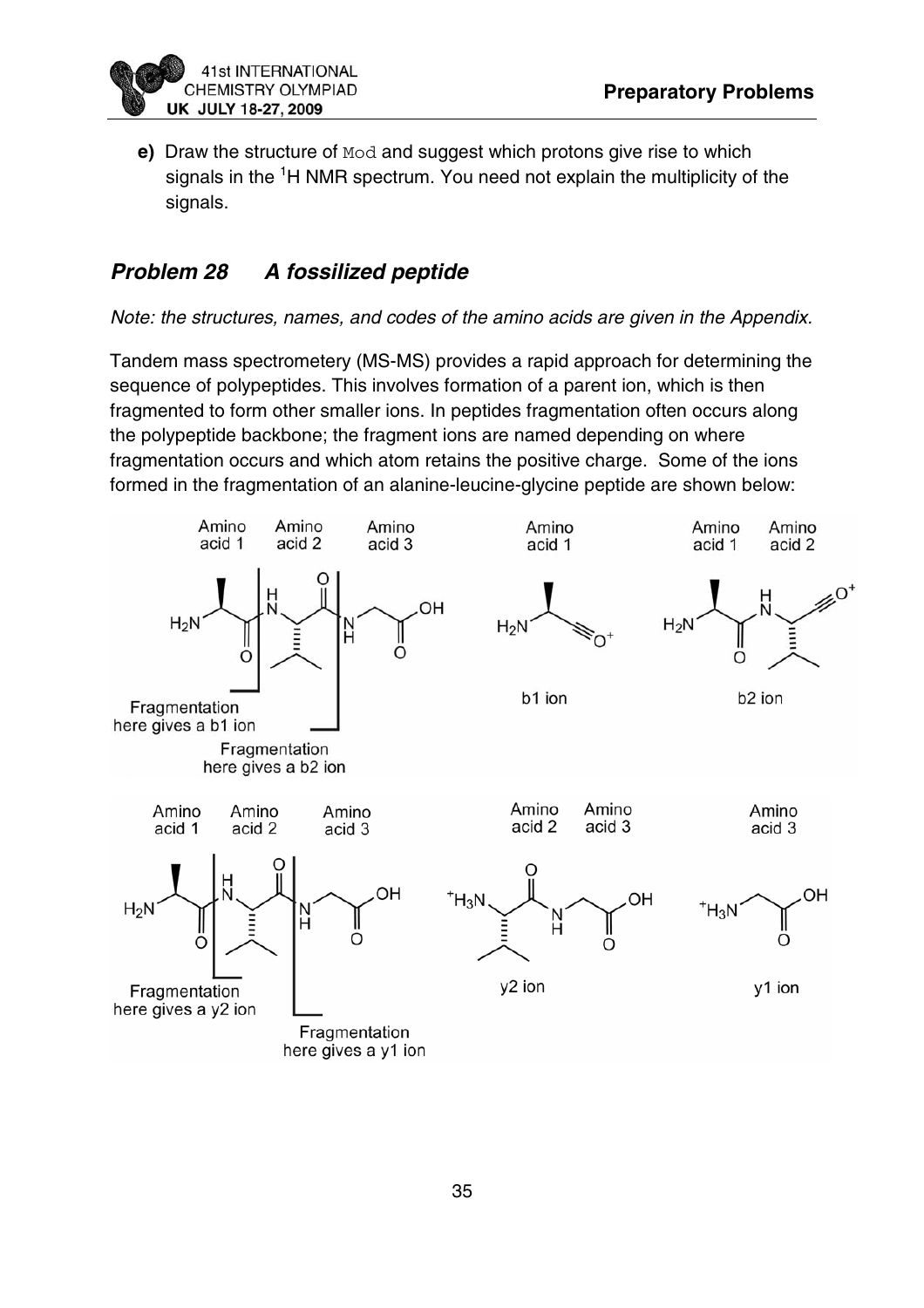**e)** Draw the structure of `Mod` and suggest which protons give rise to which signals in the $^1H$ NMR spectrum. You need not explain the multiplicity of the signals.

## *Problem 28 A fossilized peptide*

*Note: the structures, names, and codes of the amino acids are given in the Appendix.*

Tandem mass spectrometery (MS-MS) provides a rapid approach for determining the sequence of polypeptides. This involves formation of a parent ion, which is then fragmented to form other smaller ions. In peptides fragmentation often occurs along the polypeptide backbone; the fragment ions are named depending on where fragmentation occurs and which atom retains the positive charge. Some of the ions formed in the fragmentation of an alanine-leucine-glycine peptide are shown below:

Amino acid 1 | Amino acid 2 | Amino acid 3

Fragmentation here gives a b1 ion

Fragmentation here gives a b2 ion

b1 ion

b2 ion

Fragmentation here gives a y2 ion

Fragmentation here gives a y1 ion

y2 ion

y1 ion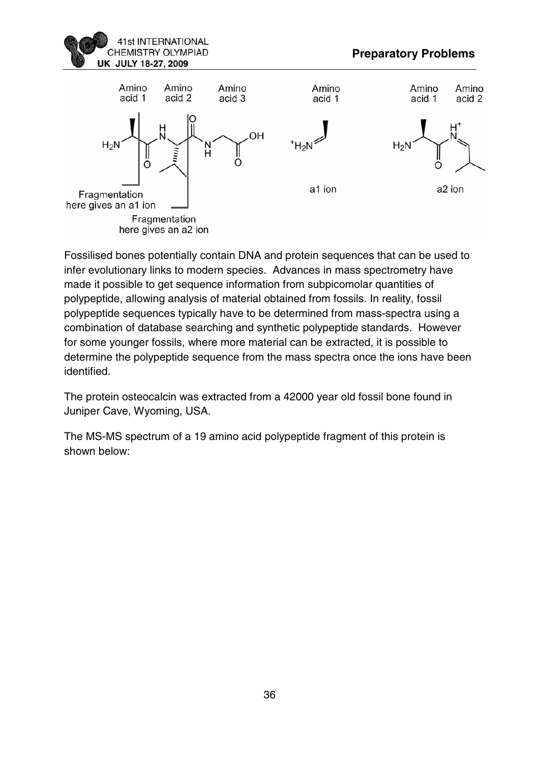Fossilised bones potentially contain DNA and protein sequences that can be used to infer evolutionary links to modern species. Advances in mass spectrometry have made it possible to get sequence information from subpicomolar quantities of polypeptide, allowing analysis of material obtained from fossils. In reality, fossil polypeptide sequences typically have to be determined from mass-spectra using a combination of database searching and synthetic polypeptide standards. However for some younger fossils, where more material can be extracted, it is possible to determine the polypeptide sequence from the mass spectra once the ions have been identified.

The protein osteocalcin was extracted from a 42000 year old fossil bone found in Juniper Cave, Wyoming, USA.

The MS-MS spectrum of a 19 amino acid polypeptide fragment of this protein is shown below: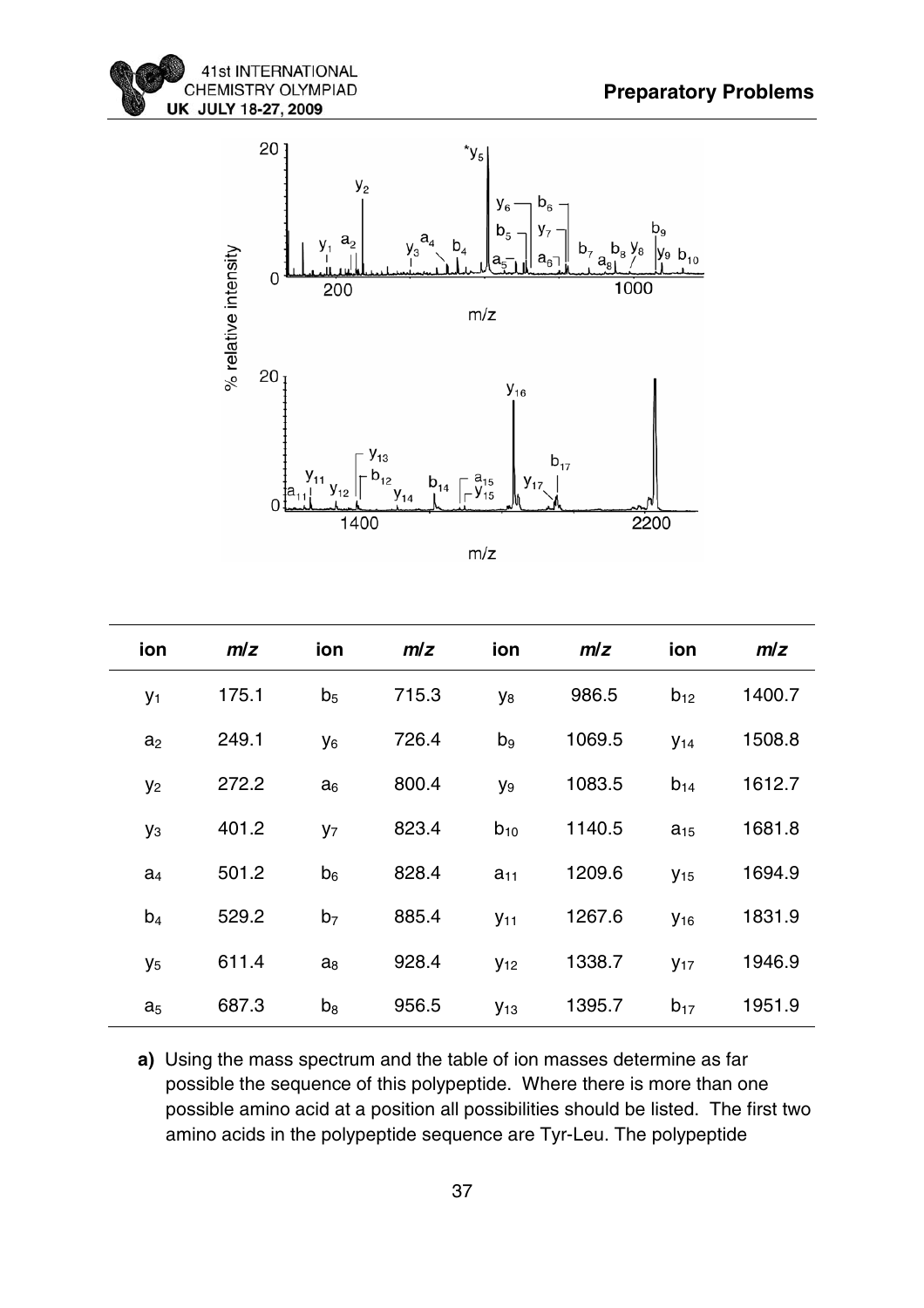| ion | m/z | ion | m/z | ion | m/z | ion | m/z |
|---|---|---|---|---|---|---|---|
| $y_1$ | 175.1 | $b_5$ | 715.3 | $y_8$ | 986.5 | $b_{12}$ | 1400.7 |
| $a_2$ | 249.1 | $y_6$ | 726.4 | $b_9$ | 1069.5 | $y_{14}$ | 1508.8 |
| $y_2$ | 272.2 | $a_6$ | 800.4 | $y_9$ | 1083.5 | $b_{14}$ | 1612.7 |
| $y_3$ | 401.2 | $y_7$ | 823.4 | $b_{10}$ | 1140.5 | $a_{15}$ | 1681.8 |
| $a_4$ | 501.2 | $b_6$ | 828.4 | $a_{11}$ | 1209.6 | $y_{15}$ | 1694.9 |
| $b_4$ | 529.2 | $b_7$ | 885.4 | $y_{11}$ | 1267.6 | $y_{16}$ | 1831.9 |
| $y_5$ | 611.4 | $a_8$ | 928.4 | $y_{12}$ | 1338.7 | $y_{17}$ | 1946.9 |
| $a_5$ | 687.3 | $b_8$ | 956.5 | $y_{13}$ | 1395.7 | $b_{17}$ | 1951.9 |

**a)** Using the mass spectrum and the table of ion masses determine as far possible the sequence of this polypeptide. Where there is more than one possible amino acid at a position all possibilities should be listed. The first two amino acids in the polypeptide sequence are Tyr-Leu. The polypeptide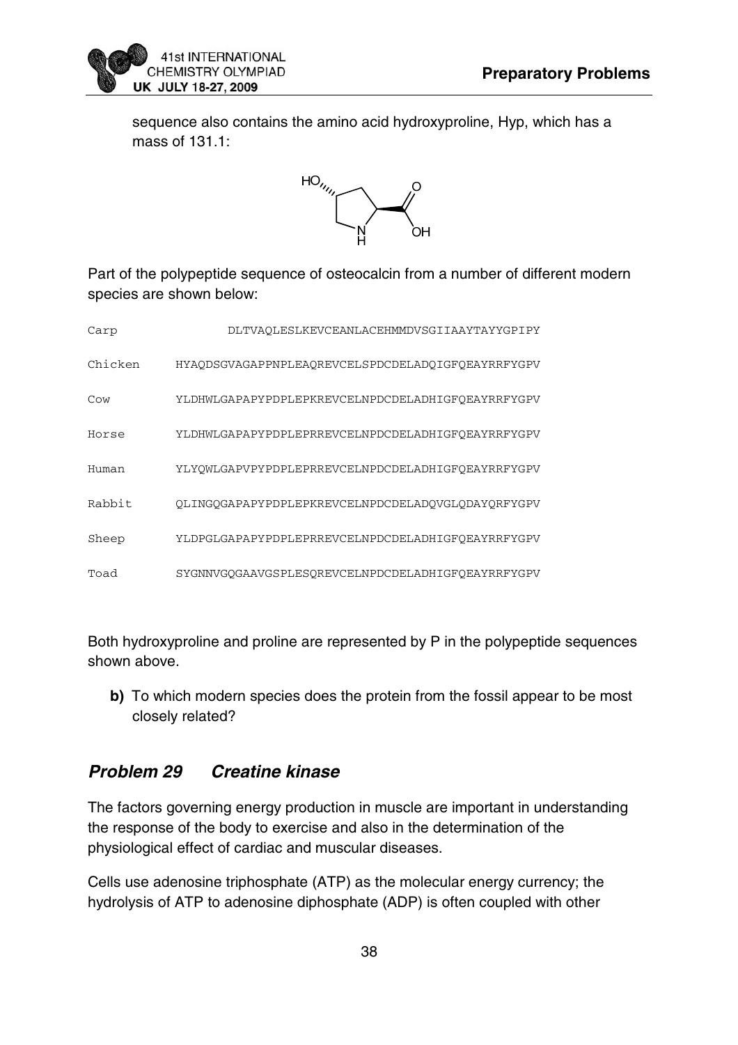sequence also contains the amino acid hydroxyproline, Hyp, which has a mass of 131.1:

Part of the polypeptide sequence of osteocalcin from a number of different modern species are shown below:

```
Carp          DLTVAQLESLKEVCEANLACEHMMDVSGIIAAYTAYYGPIPY
Chicken    HYAQDSGVAGAPPNPLEAQREVCELSPDCDELADQIGFQEAYRRFYGPV
Cow        YLDHWLGAPAPYPDPLEPKREVCELNPDCDELADHIGFQEAYRRFYGPV
Horse      YLDHWLGAPAPYPDPLEPRREVCELNPDCDELADHIGFQEAYRRFYGPV
Human      YLYQWLGAPVPYPDPLEPRREVCELNPDCDELADHIGFQEAYRRFYGPV
Rabbit     QLINGQGAPAPYPDPLEPKREVCELNPDCDELADQVGLQDAYQRFYGPV
Sheep      YLDPGLGAPAPYPDPLEPRREVCELNPDCDELADHIGFQEAYRRFYGPV
Toad       SYGNNVGQGAAVGSPLESQREVCELNPDCDELADHIGFQEAYRRFYGPV
```

Both hydroxyproline and proline are represented by P in the polypeptide sequences shown above.

**b)** To which modern species does the protein from the fossil appear to be most closely related?

## *Problem 29 Creatine kinase*

The factors governing energy production in muscle are important in understanding the response of the body to exercise and also in the determination of the physiological effect of cardiac and muscular diseases.

Cells use adenosine triphosphate (ATP) as the molecular energy currency; the hydrolysis of ATP to adenosine diphosphate (ADP) is often coupled with other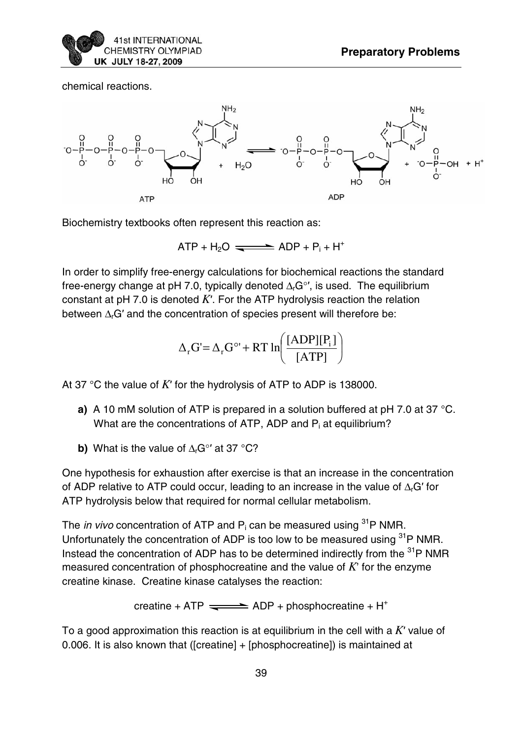chemical reactions.

Biochemistry textbooks often represent this reaction as:

$$\mathrm{ATP + H_2O \rightleftharpoons ADP + P_i + H^+}$$

In order to simplify free-energy calculations for biochemical reactions the standard free-energy change at pH 7.0, typically denoted $\Delta_r G^{\circ\prime}$, is used. The equilibrium constant at pH 7.0 is denoted $K'$. For the ATP hydrolysis reaction the relation between $\Delta_r G'$ and the concentration of species present will therefore be:

$$\Delta_r G' = \Delta_r G^{\circ\prime} + RT \ln\left(\frac{[\mathrm{ADP}][\mathrm{P_i}]}{[\mathrm{ATP}]}\right)$$

At 37 °C the value of $K'$ for the hydrolysis of ATP to ADP is 138000.

- **a)** A 10 mM solution of ATP is prepared in a solution buffered at pH 7.0 at 37 °C. What are the concentrations of ATP, ADP and $P_i$ at equilibrium?

- **b)** What is the value of $\Delta_r G^{\circ\prime}$ at 37 °C?

One hypothesis for exhaustion after exercise is that an increase in the concentration of ADP relative to ATP could occur, leading to an increase in the value of $\Delta_r G'$ for ATP hydrolysis below that required for normal cellular metabolism.

The *in vivo* concentration of ATP and $P_i$ can be measured using $^{31}$P NMR. Unfortunately the concentration of ADP is too low to be measured using $^{31}$P NMR. Instead the concentration of ADP has to be determined indirectly from the $^{31}$P NMR measured concentration of phosphocreatine and the value of $K'$ for the enzyme creatine kinase. Creatine kinase catalyses the reaction:

$$\mathrm{creatine + ATP \rightleftharpoons ADP + phosphocreatine + H^+}$$

To a good approximation this reaction is at equilibrium in the cell with a $K'$ value of 0.006. It is also known that ([creatine] + [phosphocreatine]) is maintained at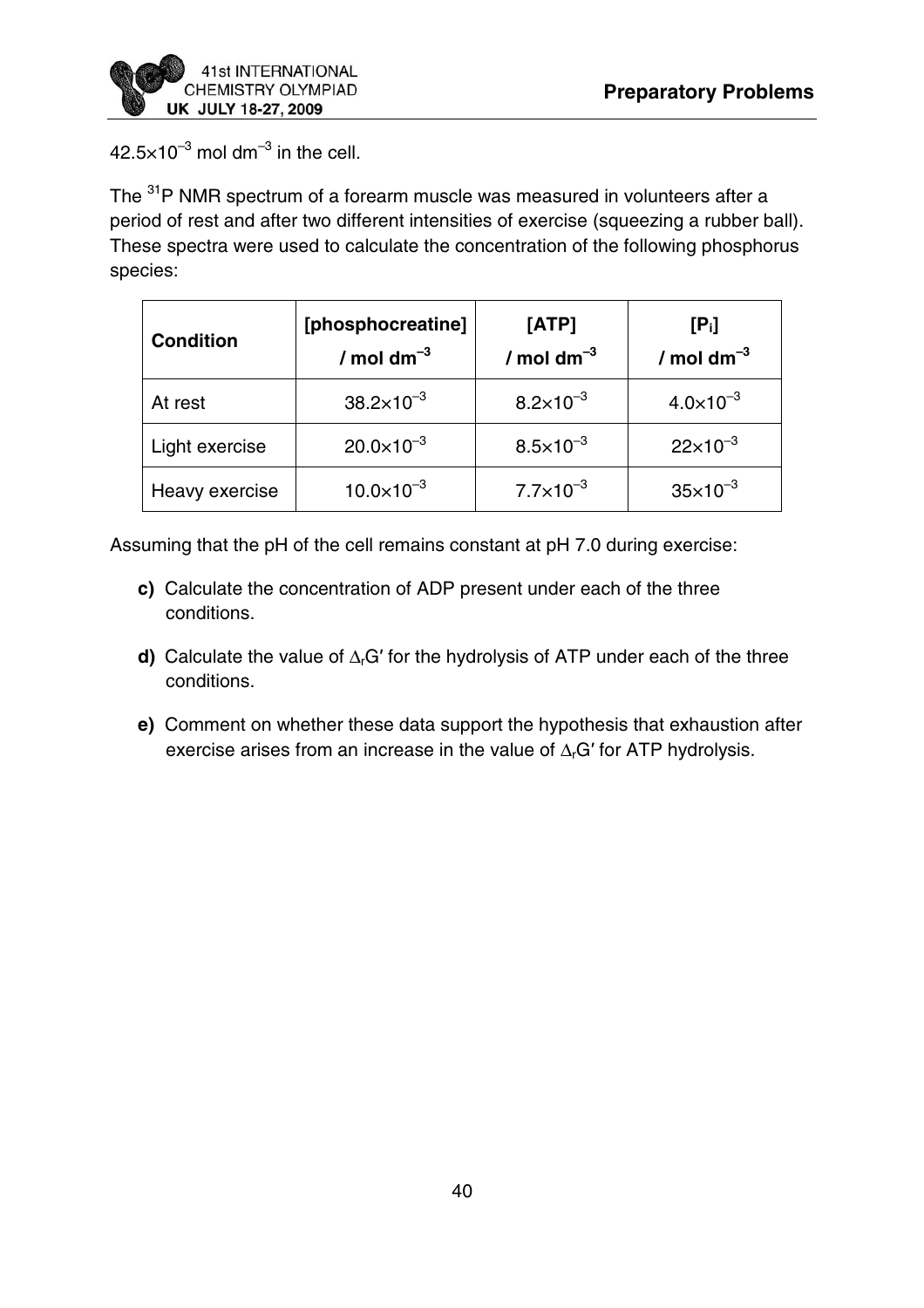$42.5 \times 10^{-3}$ mol dm$^{-3}$ in the cell.

The $^{31}$P NMR spectrum of a forearm muscle was measured in volunteers after a period of rest and after two different intensities of exercise (squeezing a rubber ball). These spectra were used to calculate the concentration of the following phosphorus species:

| **Condition** | **[phosphocreatine] / mol dm$^{-3}$** | **[ATP] / mol dm$^{-3}$** | **[P$_i$] / mol dm$^{-3}$** |
|---|---|---|---|
| At rest | $38.2 \times 10^{-3}$ | $8.2 \times 10^{-3}$ | $4.0 \times 10^{-3}$ |
| Light exercise | $20.0 \times 10^{-3}$ | $8.5 \times 10^{-3}$ | $22 \times 10^{-3}$ |
| Heavy exercise | $10.0 \times 10^{-3}$ | $7.7 \times 10^{-3}$ | $35 \times 10^{-3}$ |

Assuming that the pH of the cell remains constant at pH 7.0 during exercise:

**c)** Calculate the concentration of ADP present under each of the three conditions.

**d)** Calculate the value of $\Delta_r G'$ for the hydrolysis of ATP under each of the three conditions.

**e)** Comment on whether these data support the hypothesis that exhaustion after exercise arises from an increase in the value of $\Delta_r G'$ for ATP hydrolysis.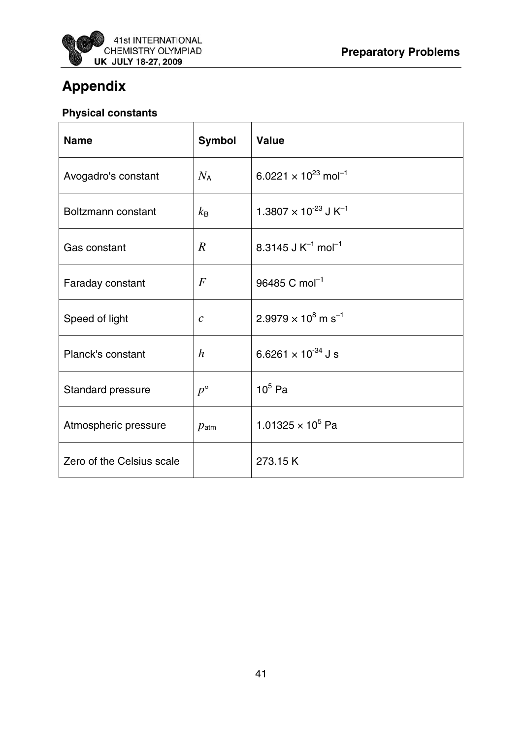# Appendix

### Physical constants

| Name | Symbol | Value |
|---|---|---|
| Avogadro's constant | $N_A$ | $6.0221 \times 10^{23}$ mol$^{-1}$ |
| Boltzmann constant | $k_B$ | $1.3807 \times 10^{-23}$ J K$^{-1}$ |
| Gas constant | $R$ | 8.3145 J K$^{-1}$ mol$^{-1}$ |
| Faraday constant | $F$ | 96485 C mol$^{-1}$ |
| Speed of light | $c$ | $2.9979 \times 10^{8}$ m s$^{-1}$ |
| Planck's constant | $h$ | $6.6261 \times 10^{-34}$ J s |
| Standard pressure | $p^{\circ}$ | $10^{5}$ Pa |
| Atmospheric pressure | $p_{atm}$ | $1.01325 \times 10^{5}$ Pa |
| Zero of the Celsius scale | | 273.15 K |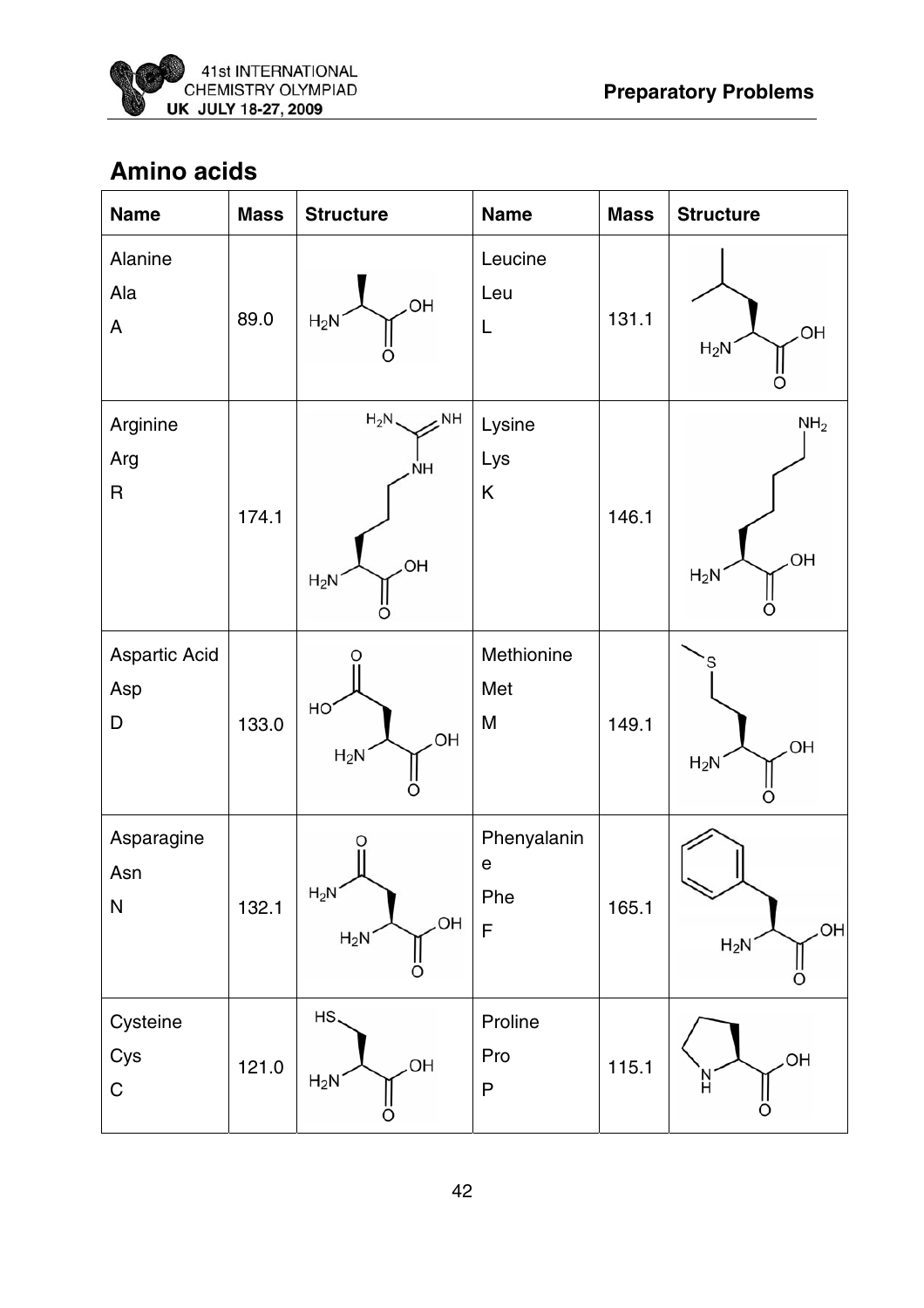## Amino acids

| Name | Mass | Structure | Name | Mass | Structure |
|---|---|---|---|---|---|
| Alanine<br>Ala<br>A | 89.0 | | Leucine<br>Leu<br>L | 131.1 | |
| Arginine<br>Arg<br>R | 174.1 | | Lysine<br>Lys<br>K | 146.1 | |
| Aspartic Acid<br>Asp<br>D | 133.0 | | Methionine<br>Met<br>M | 149.1 | |
| Asparagine<br>Asn<br>N | 132.1 | | Phenylanine<br>Phe<br>F | 165.1 | |
| Cysteine<br>Cys<br>C | 121.0 | | Proline<br>Pro<br>P | 115.1 | |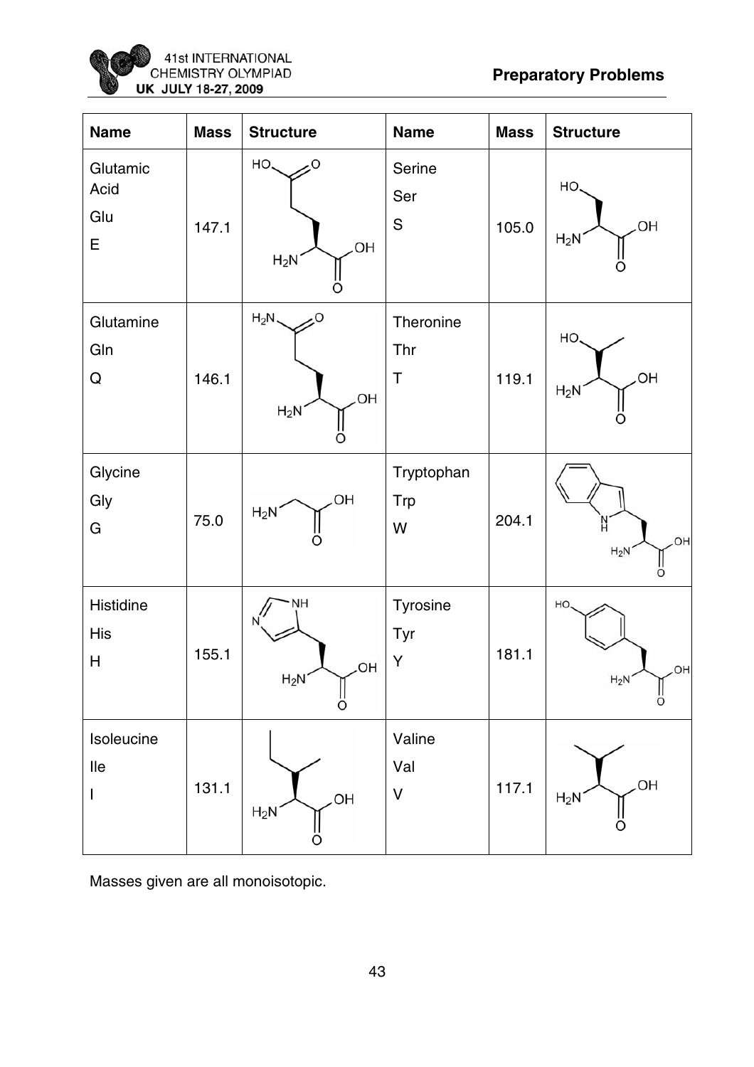| Name | Mass | Structure | Name | Mass | Structure |
|---|---|---|---|---|---|
| Glutamic Acid<br>Glu<br>E | 147.1 | | Serine<br>Ser<br>S | 105.0 | |
| Glutamine<br>Gln<br>Q | 146.1 | | Theronine<br>Thr<br>T | 119.1 | |
| Glycine<br>Gly<br>G | 75.0 | | Tryptophan<br>Trp<br>W | 204.1 | |
| Histidine<br>His<br>H | 155.1 | | Tyrosine<br>Tyr<br>Y | 181.1 | |
| Isoleucine<br>Ile<br>I | 131.1 | | Valine<br>Val<br>V | 117.1 | |

Masses given are all monoisotopic.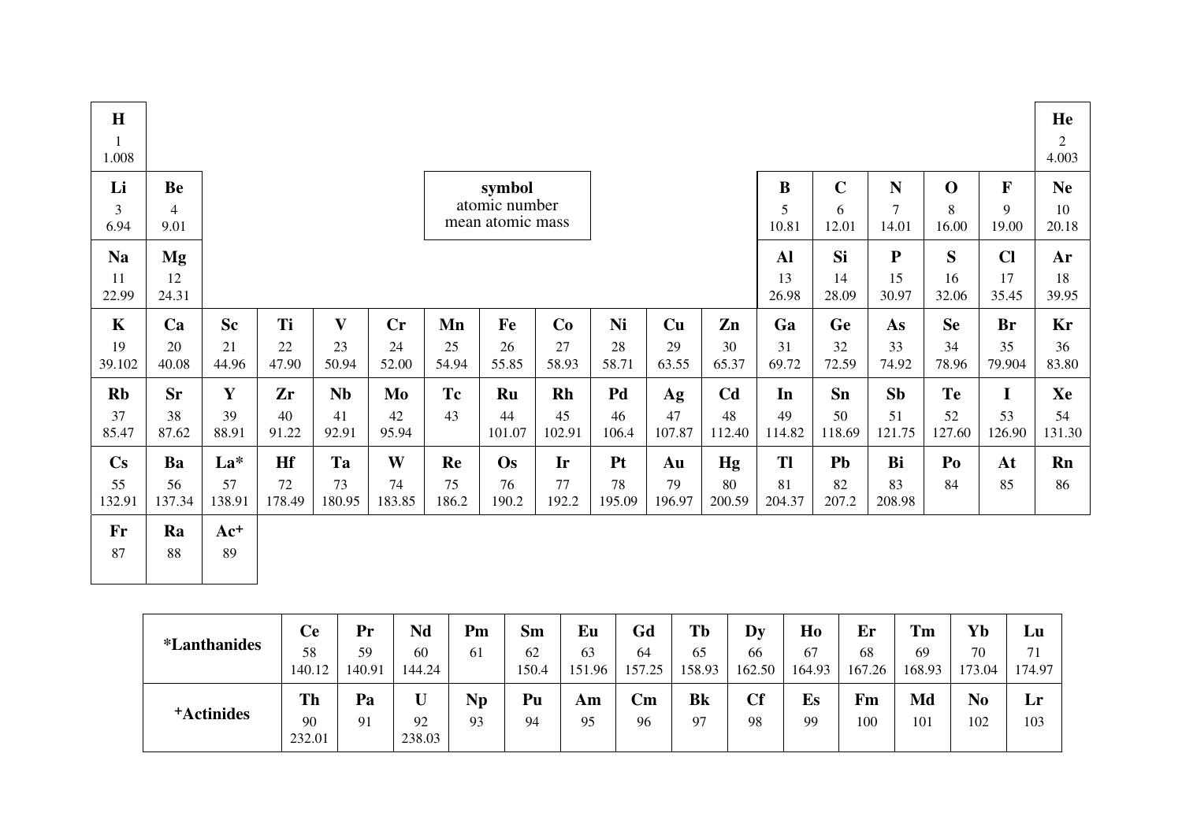| | | | | | | | | | | | | | | | | | |
|---|---|---|---|---|---|---|---|---|---|---|---|---|---|---|---|---|---|
| **H**<br>1<br>1.008 | | | | | | | | | | | | | | | | | **He**<br>2<br>4.003 |
| **Li**<br>3<br>6.94 | **Be**<br>4<br>9.01 | | | | | | **symbol**<br>atomic number<br>mean atomic mass | | | | | **B**<br>5<br>10.81 | **C**<br>6<br>12.01 | **N**<br>7<br>14.01 | **O**<br>8<br>16.00 | **F**<br>9<br>19.00 | **Ne**<br>10<br>20.18 |
| **Na**<br>11<br>22.99 | **Mg**<br>12<br>24.31 | | | | | | | | | | | **Al**<br>13<br>26.98 | **Si**<br>14<br>28.09 | **P**<br>15<br>30.97 | **S**<br>16<br>32.06 | **Cl**<br>17<br>35.45 | **Ar**<br>18<br>39.95 |
| **K**<br>19<br>39.102 | **Ca**<br>20<br>40.08 | **Sc**<br>21<br>44.96 | **Ti**<br>22<br>47.90 | **V**<br>23<br>50.94 | **Cr**<br>24<br>52.00 | **Mn**<br>25<br>54.94 | **Fe**<br>26<br>55.85 | **Co**<br>27<br>58.93 | **Ni**<br>28<br>58.71 | **Cu**<br>29<br>63.55 | **Zn**<br>30<br>65.37 | **Ga**<br>31<br>69.72 | **Ge**<br>32<br>72.59 | **As**<br>33<br>74.92 | **Se**<br>34<br>78.96 | **Br**<br>35<br>79.904 | **Kr**<br>36<br>83.80 |
| **Rb**<br>37<br>85.47 | **Sr**<br>38<br>87.62 | **Y**<br>39<br>88.91 | **Zr**<br>40<br>91.22 | **Nb**<br>41<br>92.91 | **Mo**<br>42<br>95.94 | **Tc**<br>43 | **Ru**<br>44<br>101.07 | **Rh**<br>45<br>102.91 | **Pd**<br>46<br>106.4 | **Ag**<br>47<br>107.87 | **Cd**<br>48<br>112.40 | **In**<br>49<br>114.82 | **Sn**<br>50<br>118.69 | **Sb**<br>51<br>121.75 | **Te**<br>52<br>127.60 | **I**<br>53<br>126.90 | **Xe**<br>54<br>131.30 |
| **Cs**<br>55<br>132.91 | **Ba**<br>56<br>137.34 | **La***<br>57<br>138.91 | **Hf**<br>72<br>178.49 | **Ta**<br>73<br>180.95 | **W**<br>74<br>183.85 | **Re**<br>75<br>186.2 | **Os**<br>76<br>190.2 | **Ir**<br>77<br>192.2 | **Pt**<br>78<br>195.09 | **Au**<br>79<br>196.97 | **Hg**<br>80<br>200.59 | **Tl**<br>81<br>204.37 | **Pb**<br>82<br>207.2 | **Bi**<br>83<br>208.98 | **Po**<br>84 | **At**<br>85 | **Rn**<br>86 |
| **Fr**<br>87 | **Ra**<br>88 | **Ac⁺**<br>89 | | | | | | | | | | | | | | | |

| | | | | | | | | | | | | | | |
|---|---|---|---|---|---|---|---|---|---|---|---|---|---|---|
| ***Lanthanides** | **Ce**<br>58<br>140.12 | **Pr**<br>59<br>140.91 | **Nd**<br>60<br>144.24 | **Pm**<br>61 | **Sm**<br>62<br>150.4 | **Eu**<br>63<br>151.96 | **Gd**<br>64<br>157.25 | **Tb**<br>65<br>158.93 | **Dy**<br>66<br>162.50 | **Ho**<br>67<br>164.93 | **Er**<br>68<br>167.26 | **Tm**<br>69<br>168.93 | **Yb**<br>70<br>173.04 | **Lu**<br>71<br>174.97 |
| **⁺Actinides** | **Th**<br>90<br>232.01 | **Pa**<br>91 | **U**<br>92<br>238.03 | **Np**<br>93 | **Pu**<br>94 | **Am**<br>95 | **Cm**<br>96 | **Bk**<br>97 | **Cf**<br>98 | **Es**<br>99 | **Fm**<br>100 | **Md**<br>101 | **No**<br>102 | **Lr**<br>103 |